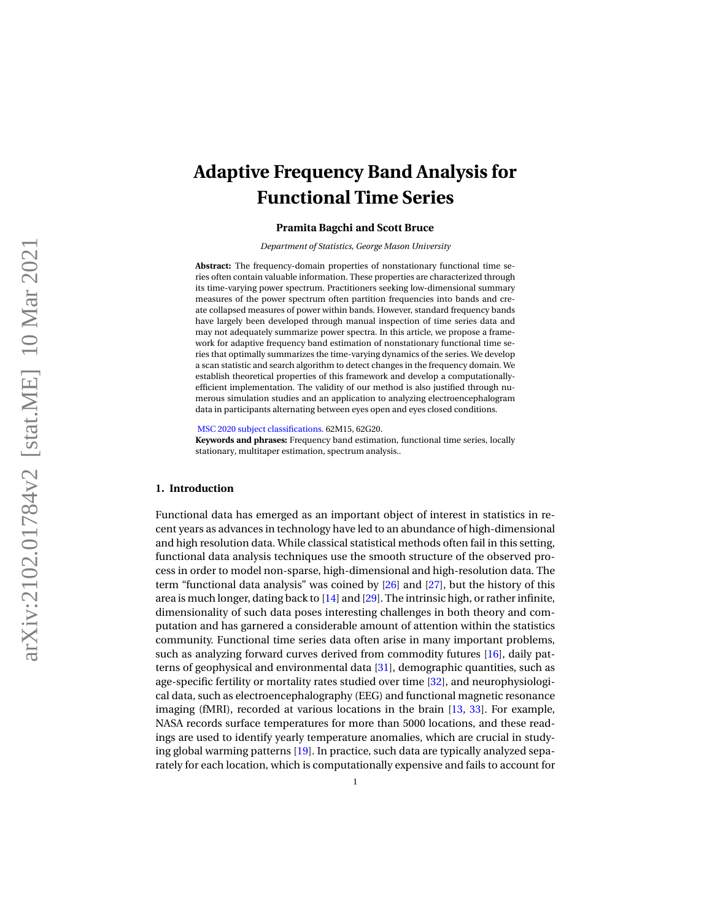# Adaptive Frequency Band Analysis for Functional Time Series

**Pramita Bagchi and Scott Bruce**

*Department of Statistics, George Mason University*

**Abstract:** The frequency-domain properties of nonstationary functional time series often contain valuable information. These properties are characterized through its time-varying power spectrum. Practitioners seeking low-dimensional summary measures of the power spectrum often partition frequencies into bands and create collapsed measures of power within bands. However, standard frequency bands have largely been developed through manual inspection of time series data and may not adequately summarize power spectra. In this article, we propose a framework for adaptive frequency band estimation of nonstationary functional time series that optimally summarizes the time-varying dynamics of the series. We develop a scan statistic and search algorithm to detect changes in the frequency domain. We establish theoretical properties of this framework and develop a computationally-efficient implementation. The validity of our method is also justified through numerous simulation studies and an application to analyzing electroencephalogram data in participants alternating between eyes open and eyes closed conditions.

MSC 2020 subject classifications. 62M15, 62G20.

**Keywords and phrases:** Frequency band estimation, functional time series, locally stationary, multitaper estimation, spectrum analysis..

## 1. Introduction

Functional data has emerged as an important object of interest in statistics in recent years as advances in technology have led to an abundance of high-dimensional and high resolution data. While classical statistical methods often fail in this setting, functional data analysis techniques use the smooth structure of the observed process in order to model non-sparse, high-dimensional and high-resolution data. The term "functional data analysis" was coined by [26] and [27], but the history of this area is much longer, dating back to [14] and [29]. The intrinsic high, or rather infinite, dimensionality of such data poses interesting challenges in both theory and computation and has garnered a considerable amount of attention within the statistics community. Functional time series data often arise in many important problems, such as analyzing forward curves derived from commodity futures [16], daily patterns of geophysical and environmental data [31], demographic quantities, such as age-specific fertility or mortality rates studied over time [32], and neurophysiological data, such as electroencephalography (EEG) and functional magnetic resonance imaging (fMRI), recorded at various locations in the brain [13, 33]. For example, NASA records surface temperatures for more than 5000 locations, and these readings are used to identify yearly temperature anomalies, which are crucial in studying global warming patterns [19]. In practice, such data are typically analyzed separately for each location, which is computationally expensive and fails to account for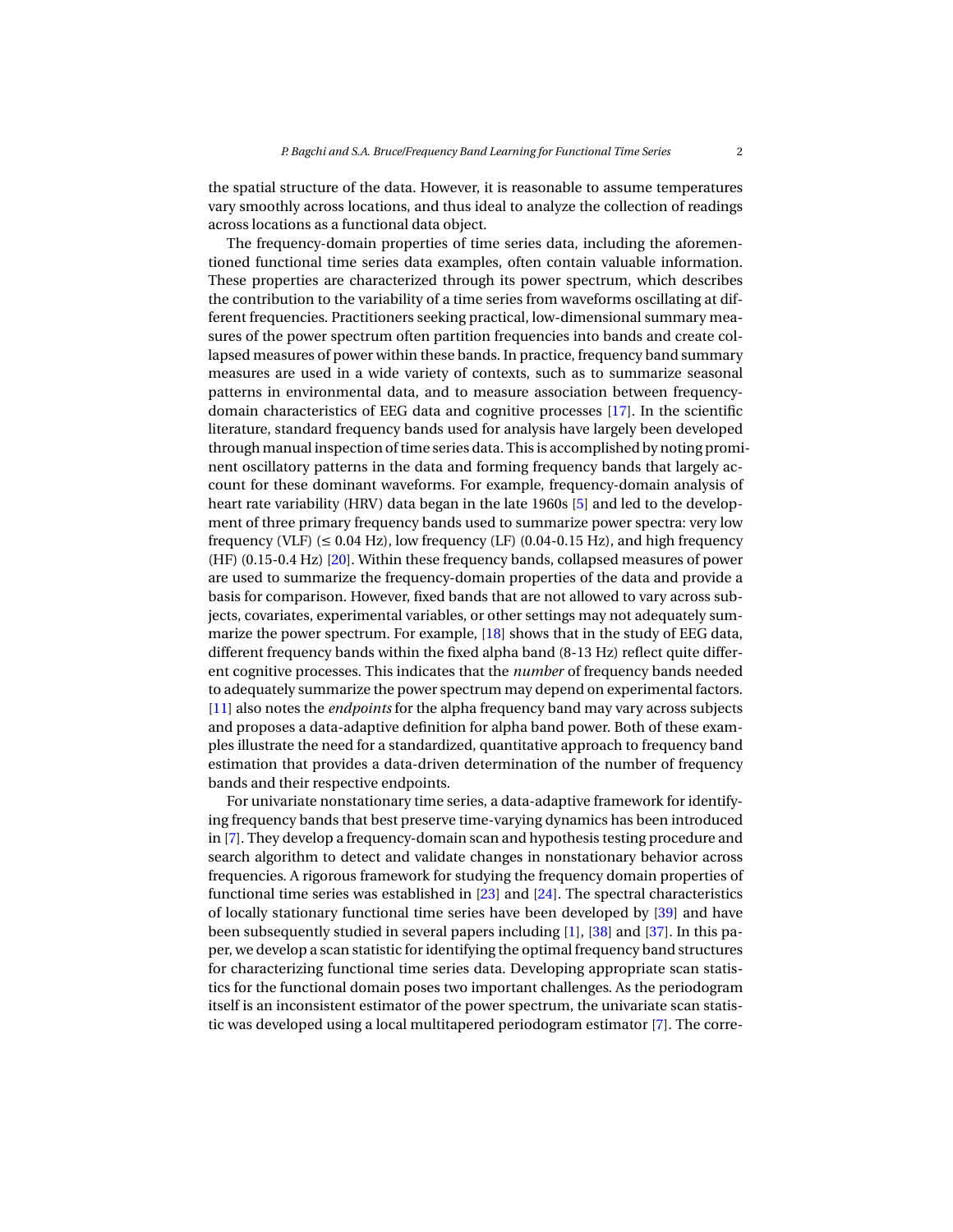the spatial structure of the data. However, it is reasonable to assume temperatures vary smoothly across locations, and thus ideal to analyze the collection of readings across locations as a functional data object.

The frequency-domain properties of time series data, including the aforementioned functional time series data examples, often contain valuable information. These properties are characterized through its power spectrum, which describes the contribution to the variability of a time series from waveforms oscillating at different frequencies. Practitioners seeking practical, low-dimensional summary measures of the power spectrum often partition frequencies into bands and create collapsed measures of power within these bands. In practice, frequency band summary measures are used in a wide variety of contexts, such as to summarize seasonal patterns in environmental data, and to measure association between frequency-domain characteristics of EEG data and cognitive processes [17]. In the scientific literature, standard frequency bands used for analysis have largely been developed through manual inspection of time series data. This is accomplished by noting prominent oscillatory patterns in the data and forming frequency bands that largely account for these dominant waveforms. For example, frequency-domain analysis of heart rate variability (HRV) data began in the late 1960s [5] and led to the development of three primary frequency bands used to summarize power spectra: very low frequency (VLF) ($\leq$ 0.04 Hz), low frequency (LF) (0.04-0.15 Hz), and high frequency (HF) (0.15-0.4 Hz) [20]. Within these frequency bands, collapsed measures of power are used to summarize the frequency-domain properties of the data and provide a basis for comparison. However, fixed bands that are not allowed to vary across subjects, covariates, experimental variables, or other settings may not adequately summarize the power spectrum. For example, [18] shows that in the study of EEG data, different frequency bands within the fixed alpha band (8-13 Hz) reflect quite different cognitive processes. This indicates that the *number* of frequency bands needed to adequately summarize the power spectrum may depend on experimental factors. [11] also notes the *endpoints* for the alpha frequency band may vary across subjects and proposes a data-adaptive definition for alpha band power. Both of these examples illustrate the need for a standardized, quantitative approach to frequency band estimation that provides a data-driven determination of the number of frequency bands and their respective endpoints.

For univariate nonstationary time series, a data-adaptive framework for identifying frequency bands that best preserve time-varying dynamics has been introduced in [7]. They develop a frequency-domain scan and hypothesis testing procedure and search algorithm to detect and validate changes in nonstationary behavior across frequencies. A rigorous framework for studying the frequency domain properties of functional time series was established in [23] and [24]. The spectral characteristics of locally stationary functional time series have been developed by [39] and have been subsequently studied in several papers including [1], [38] and [37]. In this paper, we develop a scan statistic for identifying the optimal frequency band structures for characterizing functional time series data. Developing appropriate scan statistics for the functional domain poses two important challenges. As the periodogram itself is an inconsistent estimator of the power spectrum, the univariate scan statistic was developed using a local multitapered periodogram estimator [7]. The corre-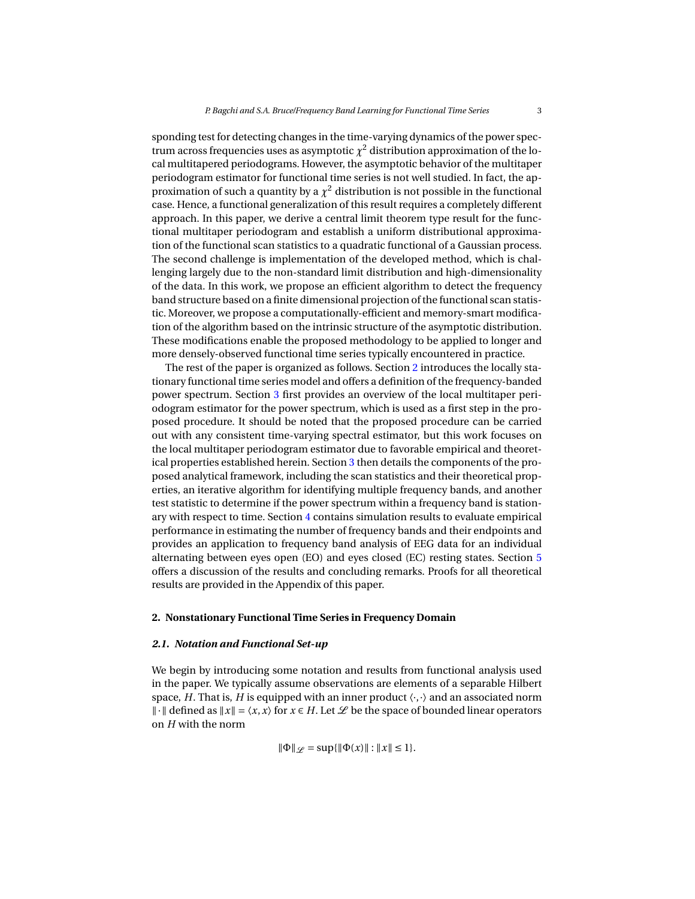sponding test for detecting changes in the time-varying dynamics of the power spectrum across frequencies uses as asymptotic $\chi^2$ distribution approximation of the local multitapered periodograms. However, the asymptotic behavior of the multitaper periodogram estimator for functional time series is not well studied. In fact, the approximation of such a quantity by a $\chi^2$ distribution is not possible in the functional case. Hence, a functional generalization of this result requires a completely different approach. In this paper, we derive a central limit theorem type result for the functional multitaper periodogram and establish a uniform distributional approximation of the functional scan statistics to a quadratic functional of a Gaussian process. The second challenge is implementation of the developed method, which is challenging largely due to the non-standard limit distribution and high-dimensionality of the data. In this work, we propose an efficient algorithm to detect the frequency band structure based on a finite dimensional projection of the functional scan statistic. Moreover, we propose a computationally-efficient and memory-smart modification of the algorithm based on the intrinsic structure of the asymptotic distribution. These modifications enable the proposed methodology to be applied to longer and more densely-observed functional time series typically encountered in practice.

The rest of the paper is organized as follows. Section 2 introduces the locally stationary functional time series model and offers a definition of the frequency-banded power spectrum. Section 3 first provides an overview of the local multitaper periodogram estimator for the power spectrum, which is used as a first step in the proposed procedure. It should be noted that the proposed procedure can be carried out with any consistent time-varying spectral estimator, but this work focuses on the local multitaper periodogram estimator due to favorable empirical and theoretical properties established herein. Section 3 then details the components of the proposed analytical framework, including the scan statistics and their theoretical properties, an iterative algorithm for identifying multiple frequency bands, and another test statistic to determine if the power spectrum within a frequency band is stationary with respect to time. Section 4 contains simulation results to evaluate empirical performance in estimating the number of frequency bands and their endpoints and provides an application to frequency band analysis of EEG data for an individual alternating between eyes open (EO) and eyes closed (EC) resting states. Section 5 offers a discussion of the results and concluding remarks. Proofs for all theoretical results are provided in the Appendix of this paper.

## 2. Nonstationary Functional Time Series in Frequency Domain

### 2.1. Notation and Functional Set-up

We begin by introducing some notation and results from functional analysis used in the paper. We typically assume observations are elements of a separable Hilbert space, $H$. That is, $H$ is equipped with an inner product $\langle\cdot,\cdot\rangle$ and an associated norm $\|\cdot\|$ defined as $\|x\| = \langle x, x\rangle$ for $x \in H$. Let $\mathscr{L}$ be the space of bounded linear operators on $H$ with the norm

$$\|\Phi\|_{\mathscr{L}} = \sup\{\|\Phi(x)\| : \|x\| \leq 1\}.$$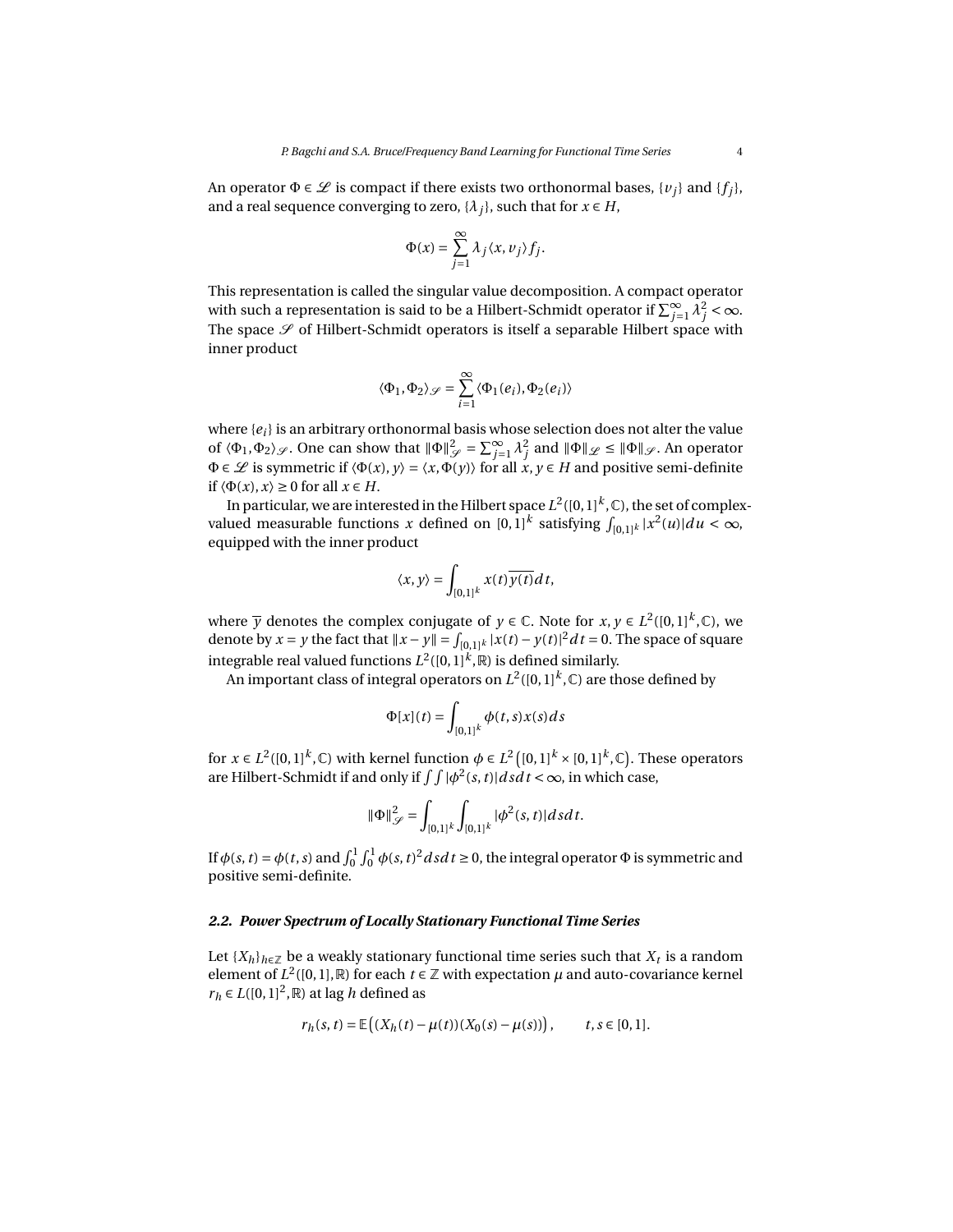An operator $\Phi \in \mathscr{L}$ is compact if there exists two orthonormal bases, $\{v_j\}$ and $\{f_j\}$, and a real sequence converging to zero, $\{\lambda_j\}$, such that for $x \in H$,

$$\Phi(x) = \sum_{j=1}^{\infty} \lambda_j \langle x, v_j \rangle f_j.$$

This representation is called the singular value decomposition. A compact operator with such a representation is said to be a Hilbert-Schmidt operator if $\sum_{j=1}^{\infty} \lambda_j^2 < \infty$. The space $\mathscr{S}$ of Hilbert-Schmidt operators is itself a separable Hilbert space with inner product

$$\langle \Phi_1, \Phi_2 \rangle_{\mathscr{S}} = \sum_{i=1}^{\infty} \langle \Phi_1(e_i), \Phi_2(e_i) \rangle$$

where $\{e_i\}$ is an arbitrary orthonormal basis whose selection does not alter the value of $\langle \Phi_1, \Phi_2 \rangle_{\mathscr{S}}$. One can show that $\|\Phi\|_{\mathscr{S}}^2 = \sum_{j=1}^{\infty} \lambda_j^2$ and $\|\Phi\|_{\mathscr{L}} \leq \|\Phi\|_{\mathscr{S}}$. An operator $\Phi \in \mathscr{L}$ is symmetric if $\langle \Phi(x), y \rangle = \langle x, \Phi(y) \rangle$ for all $x, y \in H$ and positive semi-definite if $\langle \Phi(x), x \rangle \geq 0$ for all $x \in H$.

In particular, we are interested in the Hilbert space $L^2([0,1]^k, \mathbb{C})$, the set of complex-valued measurable functions $x$ defined on $[0,1]^k$ satisfying $\int_{[0,1]^k} |x^2(u)| du < \infty$, equipped with the inner product

$$\langle x, y \rangle = \int_{[0,1]^k} x(t) \overline{y(t)} dt,$$

where $\overline{y}$ denotes the complex conjugate of $y \in \mathbb{C}$. Note for $x, y \in L^2([0,1]^k, \mathbb{C})$, we denote by $x = y$ the fact that $\|x - y\| = \int_{[0,1]^k} |x(t) - y(t)|^2 dt = 0$. The space of square integrable real valued functions $L^2([0,1]^k, \mathbb{R})$ is defined similarly.

An important class of integral operators on $L^2([0,1]^k, \mathbb{C})$ are those defined by

$$\Phi[x](t) = \int_{[0,1]^k} \phi(t,s) x(s) ds$$

for $x \in L^2([0,1]^k, \mathbb{C})$ with kernel function $\phi \in L^2\left([0,1]^k \times [0,1]^k, \mathbb{C}\right)$. These operators are Hilbert-Schmidt if and only if $\int\int |\phi^2(s,t)| ds dt < \infty$, in which case,

$$\|\Phi\|_{\mathscr{S}}^2 = \int_{[0,1]^k} \int_{[0,1]^k} |\phi^2(s,t)| ds dt.$$

If $\phi(s,t) = \phi(t,s)$ and $\int_0^1 \int_0^1 \phi(s,t)^2 ds dt \geq 0$, the integral operator $\Phi$ is symmetric and positive semi-definite.

### 2.2. Power Spectrum of Locally Stationary Functional Time Series

Let $\{X_h\}_{h \in \mathbb{Z}}$ be a weakly stationary functional time series such that $X_t$ is a random element of $L^2([0,1], \mathbb{R})$ for each $t \in \mathbb{Z}$ with expectation $\mu$ and auto-covariance kernel $r_h \in L([0,1]^2, \mathbb{R})$ at lag $h$ defined as

$$r_h(s,t) = \mathbb{E}\left((X_h(t) - \mu(t))(X_0(s) - \mu(s))\right), \qquad t, s \in [0,1].$$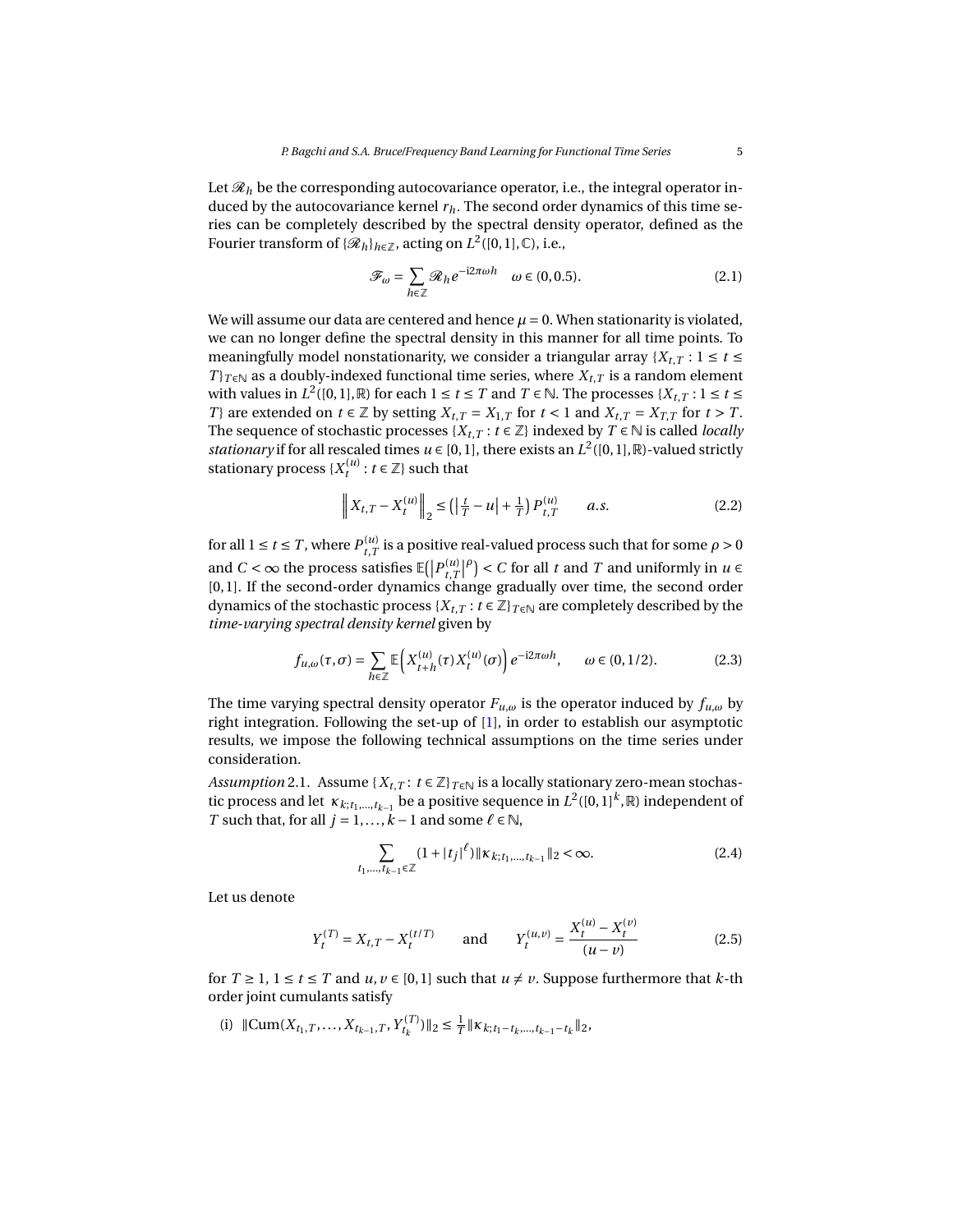Let $\mathscr{R}_h$ be the corresponding autocovariance operator, i.e., the integral operator induced by the autocovariance kernel $r_h$. The second order dynamics of this time series can be completely described by the spectral density operator, defined as the Fourier transform of $\{\mathscr{R}_h\}_{h\in\mathbb{Z}}$, acting on $L^2([0,1],\mathbb{C})$, i.e.,

$$\mathscr{F}_\omega = \sum_{h\in\mathbb{Z}} \mathscr{R}_h e^{-\mathrm{i}2\pi\omega h} \quad \omega \in (0, 0.5). \tag{2.1}$$

We will assume our data are centered and hence $\mu = 0$. When stationarity is violated, we can no longer define the spectral density in this manner for all time points. To meaningfully model nonstationarity, we consider a triangular array $\{X_{t,T} : 1 \le t \le T\}_{T\in\mathbb{N}}$ as a doubly-indexed functional time series, where $X_{t,T}$ is a random element with values in $L^2([0,1],\mathbb{R})$ for each $1 \le t \le T$ and $T \in \mathbb{N}$. The processes $\{X_{t,T} : 1 \le t \le T\}$ are extended on $t \in \mathbb{Z}$ by setting $X_{t,T} = X_{1,T}$ for $t < 1$ and $X_{t,T} = X_{T,T}$ for $t > T$. The sequence of stochastic processes $\{X_{t,T} : t \in \mathbb{Z}\}$ indexed by $T \in \mathbb{N}$ is called *locally stationary* if for all rescaled times $u \in [0,1]$, there exists an $L^2([0,1],\mathbb{R})$-valued strictly stationary process $\{X_t^{(u)} : t \in \mathbb{Z}\}$ such that

$$\left\| X_{t,T} - X_t^{(u)} \right\|_2 \le \left( \left| \tfrac{t}{T} - u \right| + \tfrac{1}{T} \right) P_{t,T}^{(u)} \qquad a.s. \tag{2.2}$$

for all $1 \le t \le T$, where $P_{t,T}^{(u)}$ is a positive real-valued process such that for some $\rho > 0$ and $C < \infty$ the process satisfies $\mathbb{E}\left( \left| P_{t,T}^{(u)} \right|^\rho \right) < C$ for all $t$ and $T$ and uniformly in $u \in [0,1]$. If the second-order dynamics change gradually over time, the second order dynamics of the stochastic process $\{X_{t,T} : t \in \mathbb{Z}\}_{T\in\mathbb{N}}$ are completely described by the *time-varying spectral density kernel* given by

$$f_{u,\omega}(\tau,\sigma) = \sum_{h\in\mathbb{Z}} \mathbb{E}\left( X_{t+h}^{(u)}(\tau) X_t^{(u)}(\sigma) \right) e^{-\mathrm{i}2\pi\omega h}, \qquad \omega \in (0, 1/2). \tag{2.3}$$

The time varying spectral density operator $F_{u,\omega}$ is the operator induced by $f_{u,\omega}$ by right integration. Following the set-up of [1], in order to establish our asymptotic results, we impose the following technical assumptions on the time series under consideration.

*Assumption* 2.1. Assume $\{X_{t,T} : t \in \mathbb{Z}\}_{T\in\mathbb{N}}$ is a locally stationary zero-mean stochastic process and let $\kappa_{k;t_1,\ldots,t_{k-1}}$ be a positive sequence in $L^2([0,1]^k,\mathbb{R})$ independent of $T$ such that, for all $j = 1,\ldots,k-1$ and some $\ell \in \mathbb{N}$,

$$\sum_{t_1,\ldots,t_{k-1}\in\mathbb{Z}} (1 + |t_j|^\ell) \|\kappa_{k;t_1,\ldots,t_{k-1}}\|_2 < \infty. \tag{2.4}$$

Let us denote

$$Y_t^{(T)} = X_{t,T} - X_t^{(t/T)} \qquad \text{and} \qquad Y_t^{(u,v)} = \frac{X_t^{(u)} - X_t^{(v)}}{(u-v)} \tag{2.5}$$

for $T \ge 1$, $1 \le t \le T$ and $u, v \in [0,1]$ such that $u \ne v$. Suppose furthermore that $k$-th order joint cumulants satisfy

(i) $\|\mathrm{Cum}(X_{t_1,T},\ldots,X_{t_{k-1},T},Y_{t_k}^{(T)})\|_2 \le \frac{1}{T} \|\kappa_{k;t_1-t_k,\ldots,t_{k-1}-t_k}\|_2$,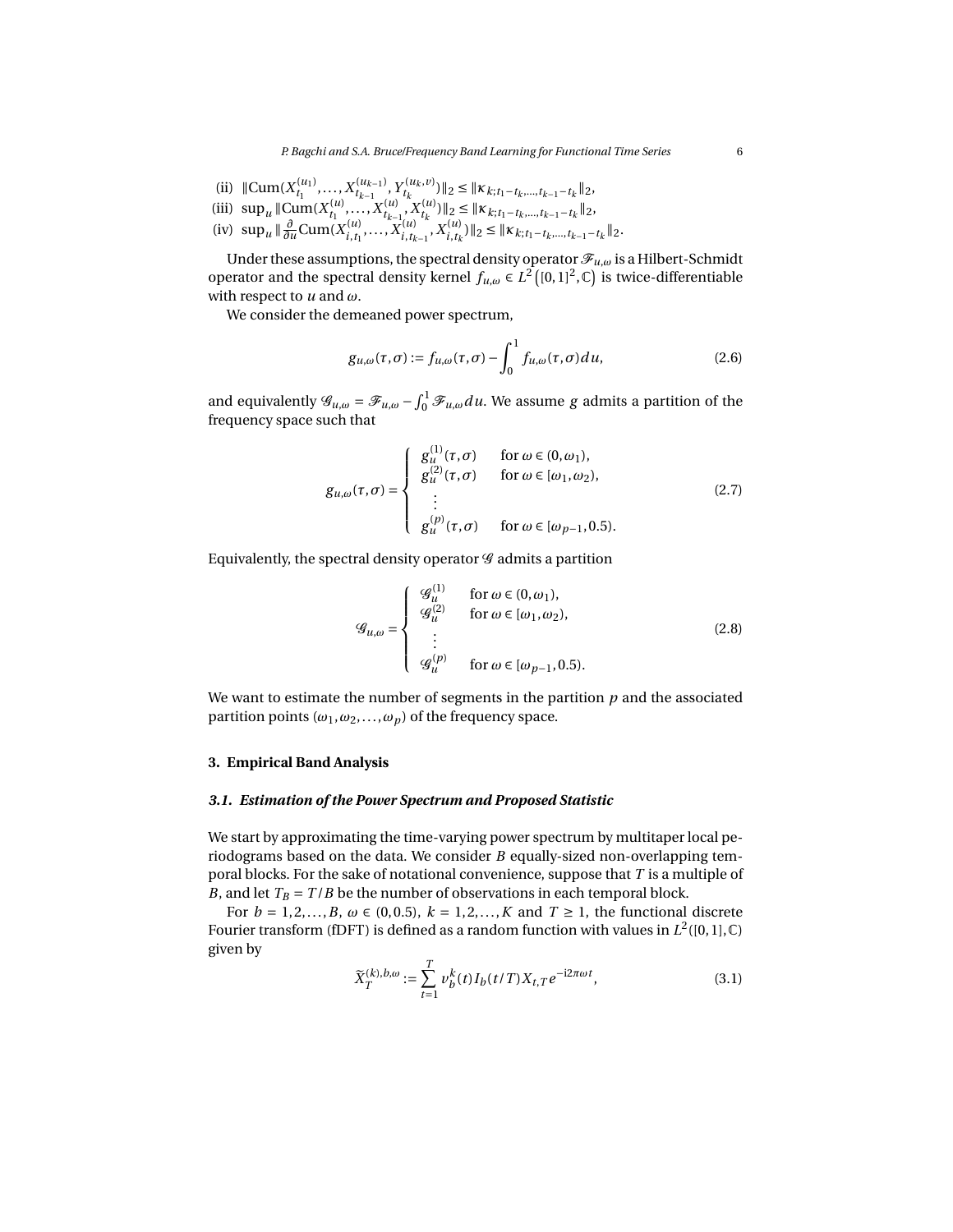(ii) $\|\mathrm{Cum}(X_{t_1}^{(u_1)}, \ldots, X_{t_{k-1}}^{(u_{k-1})}, Y_{t_k}^{(u_k,v)})\|_2 \le \|\kappa_{k;t_1-t_k,\ldots,t_{k-1}-t_k}\|_2$,

(iii) $\sup_u \|\mathrm{Cum}(X_{t_1}^{(u)}, \ldots, X_{t_{k-1}}^{(u)}, X_{t_k}^{(u)})\|_2 \le \|\kappa_{k;t_1-t_k,\ldots,t_{k-1}-t_k}\|_2$,

(iv) $\sup_u \|\frac{\partial}{\partial u}\mathrm{Cum}(X_{i,t_1}^{(u)}, \ldots, X_{i,t_{k-1}}^{(u)}, X_{i,t_k}^{(u)})\|_2 \le \|\kappa_{k;t_1-t_k,\ldots,t_{k-1}-t_k}\|_2$.

Under these assumptions, the spectral density operator $\mathscr{F}_{u,\omega}$ is a Hilbert-Schmidt operator and the spectral density kernel $f_{u,\omega} \in L^2\left([0,1]^2, \mathbb{C}\right)$ is twice-differentiable with respect to $u$ and $\omega$.

We consider the demeaned power spectrum,

$$g_{u,\omega}(\tau,\sigma) := f_{u,\omega}(\tau,\sigma) - \int_0^1 f_{u,\omega}(\tau,\sigma)\,du, \tag{2.6}$$

and equivalently $\mathscr{G}_{u,\omega} = \mathscr{F}_{u,\omega} - \int_0^1 \mathscr{F}_{u,\omega}\,du$. We assume $g$ admits a partition of the frequency space such that

$$g_{u,\omega}(\tau,\sigma) = \begin{cases} g_u^{(1)}(\tau,\sigma) & \text{for } \omega \in (0,\omega_1), \\ g_u^{(2)}(\tau,\sigma) & \text{for } \omega \in [\omega_1,\omega_2), \\ \quad\vdots & \\ g_u^{(p)}(\tau,\sigma) & \text{for } \omega \in [\omega_{p-1}, 0.5). \end{cases} \tag{2.7}$$

Equivalently, the spectral density operator $\mathscr{G}$ admits a partition

$$\mathscr{G}_{u,\omega} = \begin{cases} \mathscr{G}_u^{(1)} & \text{for } \omega \in (0,\omega_1), \\ \mathscr{G}_u^{(2)} & \text{for } \omega \in [\omega_1,\omega_2), \\ \quad\vdots & \\ \mathscr{G}_u^{(p)} & \text{for } \omega \in [\omega_{p-1}, 0.5). \end{cases} \tag{2.8}$$

We want to estimate the number of segments in the partition $p$ and the associated partition points $(\omega_1, \omega_2, \ldots, \omega_p)$ of the frequency space.

## 3. Empirical Band Analysis

### 3.1. Estimation of the Power Spectrum and Proposed Statistic

We start by approximating the time-varying power spectrum by multitaper local periodograms based on the data. We consider $B$ equally-sized non-overlapping temporal blocks. For the sake of notational convenience, suppose that $T$ is a multiple of $B$, and let $T_B = T/B$ be the number of observations in each temporal block.

For $b = 1,2,\ldots,B$, $\omega \in (0,0.5)$, $k = 1,2,\ldots,K$ and $T \ge 1$, the functional discrete Fourier transform (fDFT) is defined as a random function with values in $L^2([0,1],\mathbb{C})$ given by

$$\widetilde{X}_T^{(k),b,\omega} := \sum_{t=1}^{T} v_b^k(t) I_b(t/T) X_{t,T} e^{-\mathrm{i}2\pi\omega t}, \tag{3.1}$$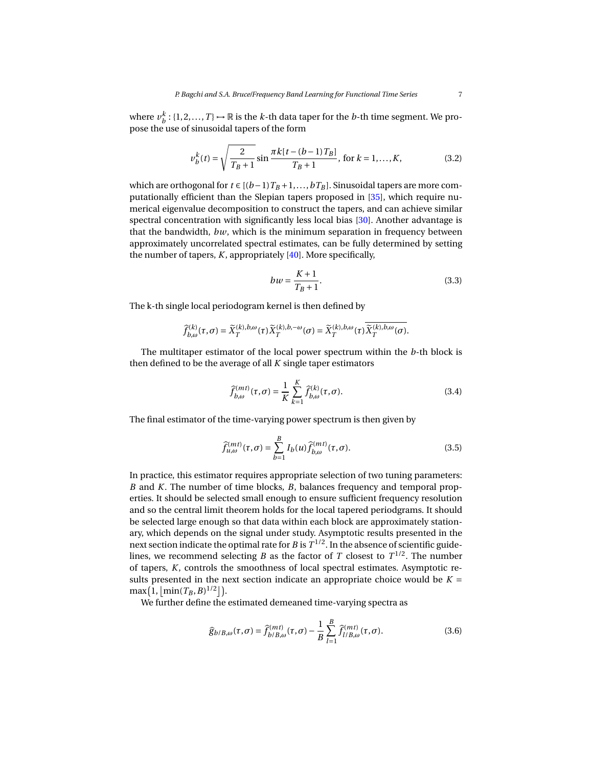where $v_b^k : \{1, 2, \ldots, T\} \mapsto \mathbb{R}$ is the $k$-th data taper for the $b$-th time segment. We propose the use of sinusoidal tapers of the form

$$v_b^k(t) = \sqrt{\frac{2}{T_B + 1}} \sin \frac{\pi k [t - (b-1)T_B]}{T_B + 1}, \text{ for } k = 1, \ldots, K, \tag{3.2}$$

which are orthogonal for $t \in [(b-1)T_B + 1, \ldots, bT_B]$. Sinusoidal tapers are more computationally efficient than the Slepian tapers proposed in [35], which require numerical eigenvalue decomposition to construct the tapers, and can achieve similar spectral concentration with significantly less local bias [30]. Another advantage is that the bandwidth, $bw$, which is the minimum separation in frequency between approximately uncorrelated spectral estimates, can be fully determined by setting the number of tapers, $K$, appropriately [40]. More specifically,

$$bw = \frac{K+1}{T_B + 1}. \tag{3.3}$$

The k-th single local periodogram kernel is then defined by

$$\widehat{f}_{b,\omega}^{(k)}(\tau, \sigma) = \widetilde{X}_T^{(k),b,\omega}(\tau) \widetilde{X}_T^{(k),b,-\omega}(\sigma) = \widetilde{X}_T^{(k),b,\omega}(\tau) \overline{\widetilde{X}_T^{(k),b,\omega}(\sigma)}.$$

The multitaper estimator of the local power spectrum within the $b$-th block is then defined to be the average of all $K$ single taper estimators

$$\widehat{f}_{b,\omega}^{(mt)}(\tau, \sigma) = \frac{1}{K} \sum_{k=1}^{K} \widehat{f}_{b,\omega}^{(k)}(\tau, \sigma). \tag{3.4}$$

The final estimator of the time-varying power spectrum is then given by

$$\widehat{f}_{u,\omega}^{(mt)}(\tau, \sigma) = \sum_{b=1}^{B} I_b(u) \widehat{f}_{b,\omega}^{(mt)}(\tau, \sigma). \tag{3.5}$$

In practice, this estimator requires appropriate selection of two tuning parameters: $B$ and $K$. The number of time blocks, $B$, balances frequency and temporal properties. It should be selected small enough to ensure sufficient frequency resolution and so the central limit theorem holds for the local tapered periodgrams. It should be selected large enough so that data within each block are approximately stationary, which depends on the signal under study. Asymptotic results presented in the next section indicate the optimal rate for $B$ is $T^{1/2}$. In the absence of scientific guidelines, we recommend selecting $B$ as the factor of $T$ closest to $T^{1/2}$. The number of tapers, $K$, controls the smoothness of local spectral estimates. Asymptotic results presented in the next section indicate an appropriate choice would be $K = \max\left(1, \lfloor \min(T_B, B)^{1/2} \rfloor\right)$.

We further define the estimated demeaned time-varying spectra as

$$\widehat{g}_{b/B,\omega}(\tau, \sigma) = \widehat{f}_{b/B,\omega}^{(mt)}(\tau, \sigma) - \frac{1}{B} \sum_{l=1}^{B} \widehat{f}_{l/B,\omega}^{(mt)}(\tau, \sigma). \tag{3.6}$$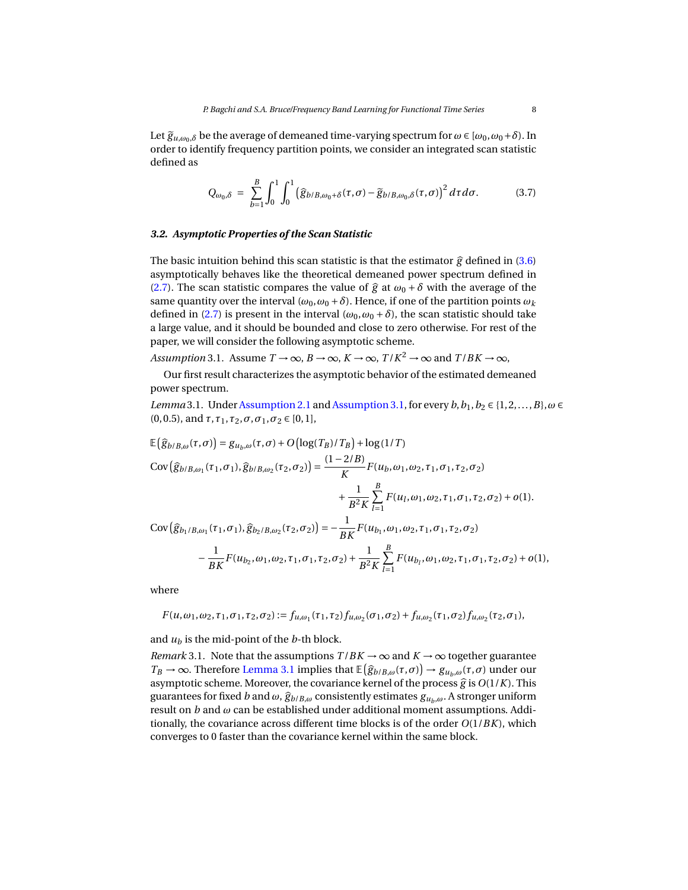Let $\widetilde{g}_{u,\omega_0,\delta}$ be the average of demeaned time-varying spectrum for $\omega \in [\omega_0, \omega_0+\delta)$. In order to identify frequency partition points, we consider an integrated scan statistic defined as

$$Q_{\omega_0,\delta} \;=\; \sum_{b=1}^{B} \int_0^1 \int_0^1 \left(\widehat{g}_{b/B,\omega_0+\delta}(\tau,\sigma) - \widetilde{g}_{b/B,\omega_0,\delta}(\tau,\sigma)\right)^2 d\tau d\sigma. \tag{3.7}$$

### 3.2. Asymptotic Properties of the Scan Statistic

The basic intuition behind this scan statistic is that the estimator $\widehat{g}$ defined in (3.6) asymptotically behaves like the theoretical demeaned power spectrum defined in (2.7). The scan statistic compares the value of $\widehat{g}$ at $\omega_0+\delta$ with the average of the same quantity over the interval $(\omega_0, \omega_0+\delta)$. Hence, if one of the partition points $\omega_k$ defined in (2.7) is present in the interval $(\omega_0, \omega_0+\delta)$, the scan statistic should take a large value, and it should be bounded and close to zero otherwise. For rest of the paper, we will consider the following asymptotic scheme.

*Assumption* 3.1. Assume $T \to \infty$, $B \to \infty$, $K \to \infty$, $T/K^2 \to \infty$ and $T/BK \to \infty$,

Our first result characterizes the asymptotic behavior of the estimated demeaned power spectrum.

*Lemma* 3.1. Under Assumption 2.1 and Assumption 3.1, for every $b, b_1, b_2 \in \{1,2,\ldots,B\}, \omega \in (0, 0.5)$, and $\tau, \tau_1, \tau_2, \sigma, \sigma_1, \sigma_2 \in [0,1]$,

$$\mathbb{E}\left(\widehat{g}_{b/B,\omega}(\tau,\sigma)\right) = g_{u_b,\omega}(\tau,\sigma) + O\left(\log(T_B)/T_B\right) + \log(1/T)$$

$$\begin{aligned}
\mathrm{Cov}\left(\widehat{g}_{b/B,\omega_1}(\tau_1,\sigma_1), \widehat{g}_{b/B,\omega_2}(\tau_2,\sigma_2)\right) &= \frac{(1-2/B)}{K} F(u_b,\omega_1,\omega_2,\tau_1,\sigma_1,\tau_2,\sigma_2) \\
&\quad + \frac{1}{B^2K}\sum_{l=1}^{B} F(u_l,\omega_1,\omega_2,\tau_1,\sigma_1,\tau_2,\sigma_2) + o(1).
\end{aligned}$$

$$\begin{aligned}
\mathrm{Cov}\left(\widehat{g}_{b_1/B,\omega_1}(\tau_1,\sigma_1), \widehat{g}_{b_2/B,\omega_2}(\tau_2,\sigma_2)\right) &= -\frac{1}{BK} F(u_{b_1},\omega_1,\omega_2,\tau_1,\sigma_1,\tau_2,\sigma_2) \\
&\quad - \frac{1}{BK} F(u_{b_2},\omega_1,\omega_2,\tau_1,\sigma_1,\tau_2,\sigma_2) + \frac{1}{B^2K}\sum_{l=1}^{B} F(u_{b_l},\omega_1,\omega_2,\tau_1,\sigma_1,\tau_2,\sigma_2) + o(1),
\end{aligned}$$

where

$$F(u,\omega_1,\omega_2,\tau_1,\sigma_1,\tau_2,\sigma_2) := f_{u,\omega_1}(\tau_1,\tau_2) f_{u,\omega_2}(\sigma_1,\sigma_2) + f_{u,\omega_2}(\tau_1,\sigma_2) f_{u,\omega_2}(\tau_2,\sigma_1),$$

and $u_b$ is the mid-point of the $b$-th block.

*Remark* 3.1. Note that the assumptions $T/BK \to \infty$ and $K \to \infty$ together guarantee $T_B \to \infty$. Therefore Lemma 3.1 implies that $\mathbb{E}\left(\widehat{g}_{b/B,\omega}(\tau,\sigma)\right) \to g_{u_b,\omega}(\tau,\sigma)$ under our asymptotic scheme. Moreover, the covariance kernel of the process $\widehat{g}$ is $O(1/K)$. This guarantees for fixed $b$ and $\omega$, $\widehat{g}_{b/B,\omega}$ consistently estimates $g_{u_b,\omega}$. A stronger uniform result on $b$ and $\omega$ can be established under additional moment assumptions. Additionally, the covariance across different time blocks is of the order $O(1/BK)$, which converges to 0 faster than the covariance kernel within the same block.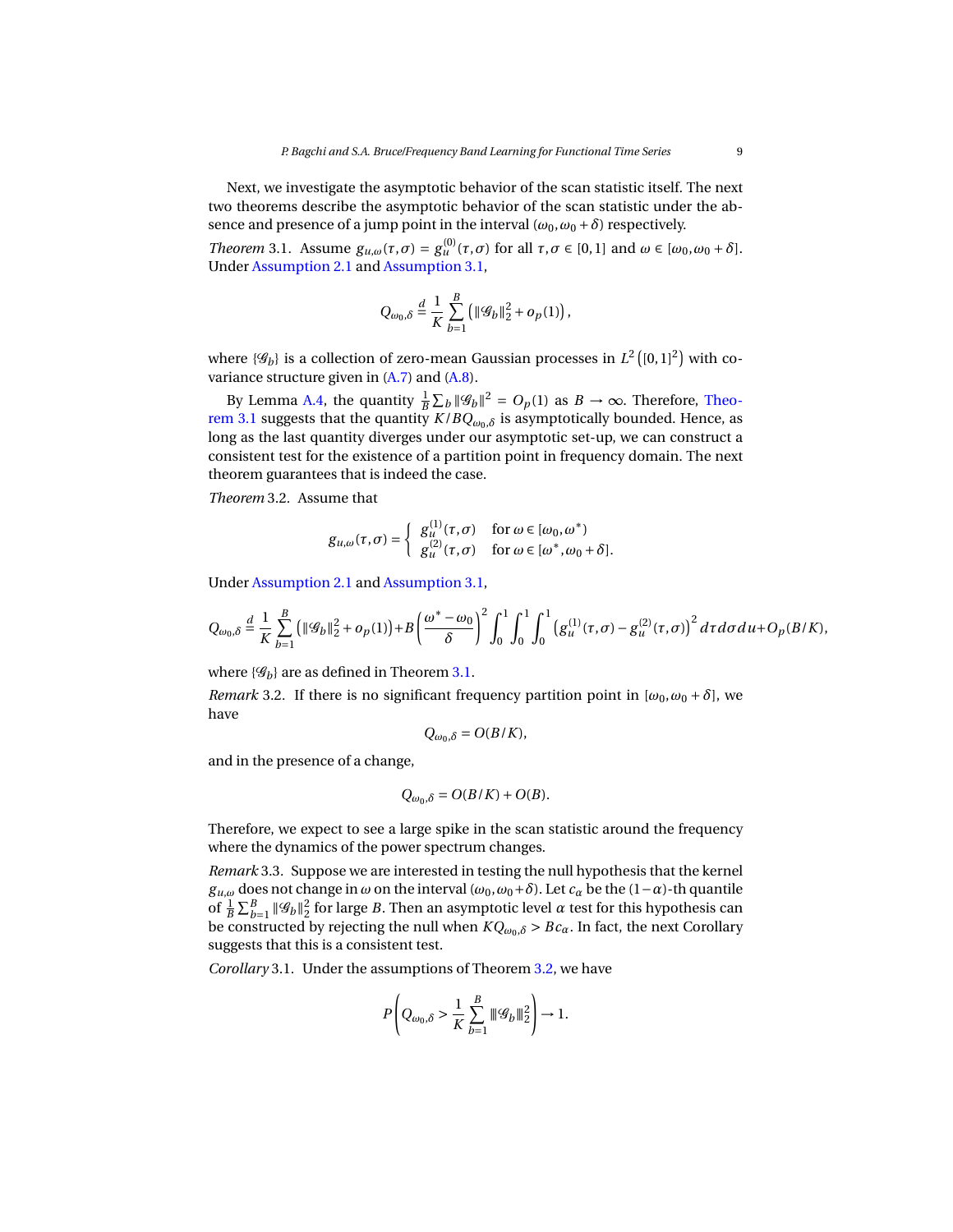Next, we investigate the asymptotic behavior of the scan statistic itself. The next two theorems describe the asymptotic behavior of the scan statistic under the absence and presence of a jump point in the interval $(\omega_0, \omega_0 + \delta)$ respectively.

*Theorem* 3.1. Assume $g_{u,\omega}(\tau,\sigma) = g_u^{(0)}(\tau,\sigma)$ for all $\tau,\sigma \in [0,1]$ and $\omega \in [\omega_0, \omega_0 + \delta]$. Under Assumption 2.1 and Assumption 3.1,

$$Q_{\omega_0,\delta} \stackrel{d}{=} \frac{1}{K}\sum_{b=1}^{B}\left(\|\mathscr{G}_b\|_2^2 + o_p(1)\right),$$

where $\{\mathscr{G}_b\}$ is a collection of zero-mean Gaussian processes in $L^2\left([0,1]^2\right)$ with covariance structure given in (A.7) and (A.8).

By Lemma A.4, the quantity $\frac{1}{B}\sum_b \|\mathscr{G}_b\|^2 = O_p(1)$ as $B \to \infty$. Therefore, Theorem 3.1 suggests that the quantity $K/BQ_{\omega_0,\delta}$ is asymptotically bounded. Hence, as long as the last quantity diverges under our asymptotic set-up, we can construct a consistent test for the existence of a partition point in frequency domain. The next theorem guarantees that is indeed the case.

*Theorem* 3.2. Assume that

$$g_{u,\omega}(\tau,\sigma) = \begin{cases} g_u^{(1)}(\tau,\sigma) & \text{for } \omega \in [\omega_0, \omega^*) \\ g_u^{(2)}(\tau,\sigma) & \text{for } \omega \in [\omega^*, \omega_0+\delta]. \end{cases}$$

Under Assumption 2.1 and Assumption 3.1,

$$Q_{\omega_0,\delta} \stackrel{d}{=} \frac{1}{K}\sum_{b=1}^{B}\left(\|\mathscr{G}_b\|_2^2 + o_p(1)\right) + B\left(\frac{\omega^*-\omega_0}{\delta}\right)^2 \int_0^1\int_0^1\int_0^1 \left(g_u^{(1)}(\tau,\sigma) - g_u^{(2)}(\tau,\sigma)\right)^2 d\tau\, d\sigma\, du + O_p(B/K),$$

where $\{\mathscr{G}_b\}$ are as defined in Theorem 3.1.

*Remark* 3.2. If there is no significant frequency partition point in $[\omega_0, \omega_0+\delta]$, we have

$$Q_{\omega_0,\delta} = O(B/K),$$

and in the presence of a change,

$$Q_{\omega_0,\delta} = O(B/K) + O(B).$$

Therefore, we expect to see a large spike in the scan statistic around the frequency where the dynamics of the power spectrum changes.

*Remark* 3.3. Suppose we are interested in testing the null hypothesis that the kernel $g_{u,\omega}$ does not change in $\omega$ on the interval $(\omega_0, \omega_0+\delta)$. Let $c_\alpha$ be the $(1-\alpha)$-th quantile of $\frac{1}{B}\sum_{b=1}^{B}\|\mathscr{G}_b\|_2^2$ for large $B$. Then an asymptotic level $\alpha$ test for this hypothesis can be constructed by rejecting the null when $KQ_{\omega_0,\delta} > Bc_\alpha$. In fact, the next Corollary suggests that this is a consistent test.

*Corollary* 3.1. Under the assumptions of Theorem 3.2, we have

$$P\left(Q_{\omega_0,\delta} > \frac{1}{K}\sum_{b=1}^{B}\|\mathscr{G}_b\|_2^2\right) \to 1.$$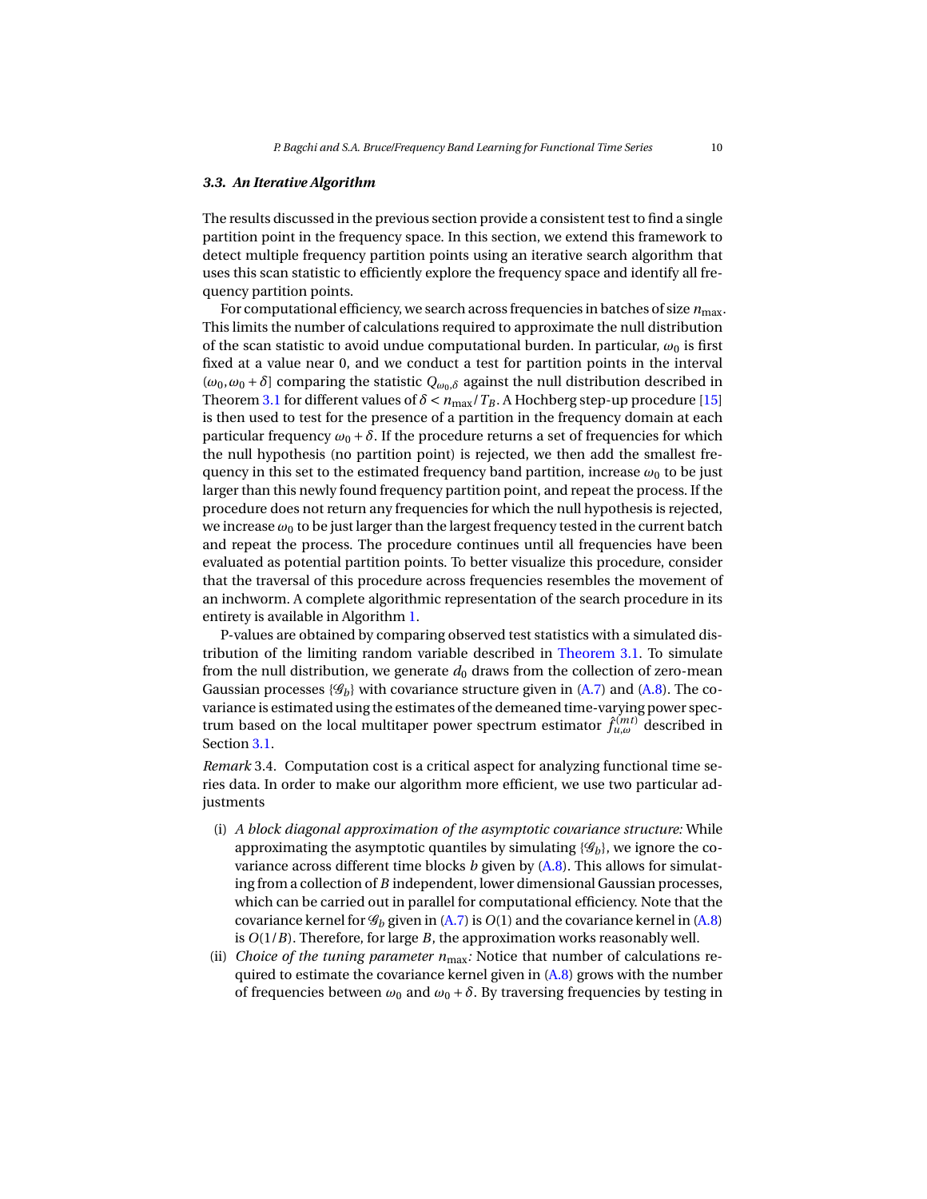### 3.3. An Iterative Algorithm

The results discussed in the previous section provide a consistent test to find a single partition point in the frequency space. In this section, we extend this framework to detect multiple frequency partition points using an iterative search algorithm that uses this scan statistic to efficiently explore the frequency space and identify all frequency partition points.

For computational efficiency, we search across frequencies in batches of size $n_{\max}$. This limits the number of calculations required to approximate the null distribution of the scan statistic to avoid undue computational burden. In particular, $\omega_0$ is first fixed at a value near 0, and we conduct a test for partition points in the interval $(\omega_0, \omega_0 + \delta]$ comparing the statistic $Q_{\omega_0,\delta}$ against the null distribution described in Theorem 3.1 for different values of $\delta < n_{\max}/T_B$. A Hochberg step-up procedure [15] is then used to test for the presence of a partition in the frequency domain at each particular frequency $\omega_0 + \delta$. If the procedure returns a set of frequencies for which the null hypothesis (no partition point) is rejected, we then add the smallest frequency in this set to the estimated frequency band partition, increase $\omega_0$ to be just larger than this newly found frequency partition point, and repeat the process. If the procedure does not return any frequencies for which the null hypothesis is rejected, we increase $\omega_0$ to be just larger than the largest frequency tested in the current batch and repeat the process. The procedure continues until all frequencies have been evaluated as potential partition points. To better visualize this procedure, consider that the traversal of this procedure across frequencies resembles the movement of an inchworm. A complete algorithmic representation of the search procedure in its entirety is available in Algorithm 1.

P-values are obtained by comparing observed test statistics with a simulated distribution of the limiting random variable described in Theorem 3.1. To simulate from the null distribution, we generate $d_0$ draws from the collection of zero-mean Gaussian processes $\{\mathcal{G}_b\}$ with covariance structure given in (A.7) and (A.8). The covariance is estimated using the estimates of the demeaned time-varying power spectrum based on the local multitaper power spectrum estimator $\hat{f}^{(mt)}_{u,\omega}$ described in Section 3.1.

*Remark* 3.4. Computation cost is a critical aspect for analyzing functional time series data. In order to make our algorithm more efficient, we use two particular adjustments

(i) *A block diagonal approximation of the asymptotic covariance structure:* While approximating the asymptotic quantiles by simulating $\{\mathcal{G}_b\}$, we ignore the covariance across different time blocks $b$ given by (A.8). This allows for simulating from a collection of $B$ independent, lower dimensional Gaussian processes, which can be carried out in parallel for computational efficiency. Note that the covariance kernel for $\mathcal{G}_b$ given in (A.7) is $O(1)$ and the covariance kernel in (A.8) is $O(1/B)$. Therefore, for large $B$, the approximation works reasonably well.

(ii) *Choice of the tuning parameter $n_{\max}$:* Notice that number of calculations required to estimate the covariance kernel given in (A.8) grows with the number of frequencies between $\omega_0$ and $\omega_0 + \delta$. By traversing frequencies by testing in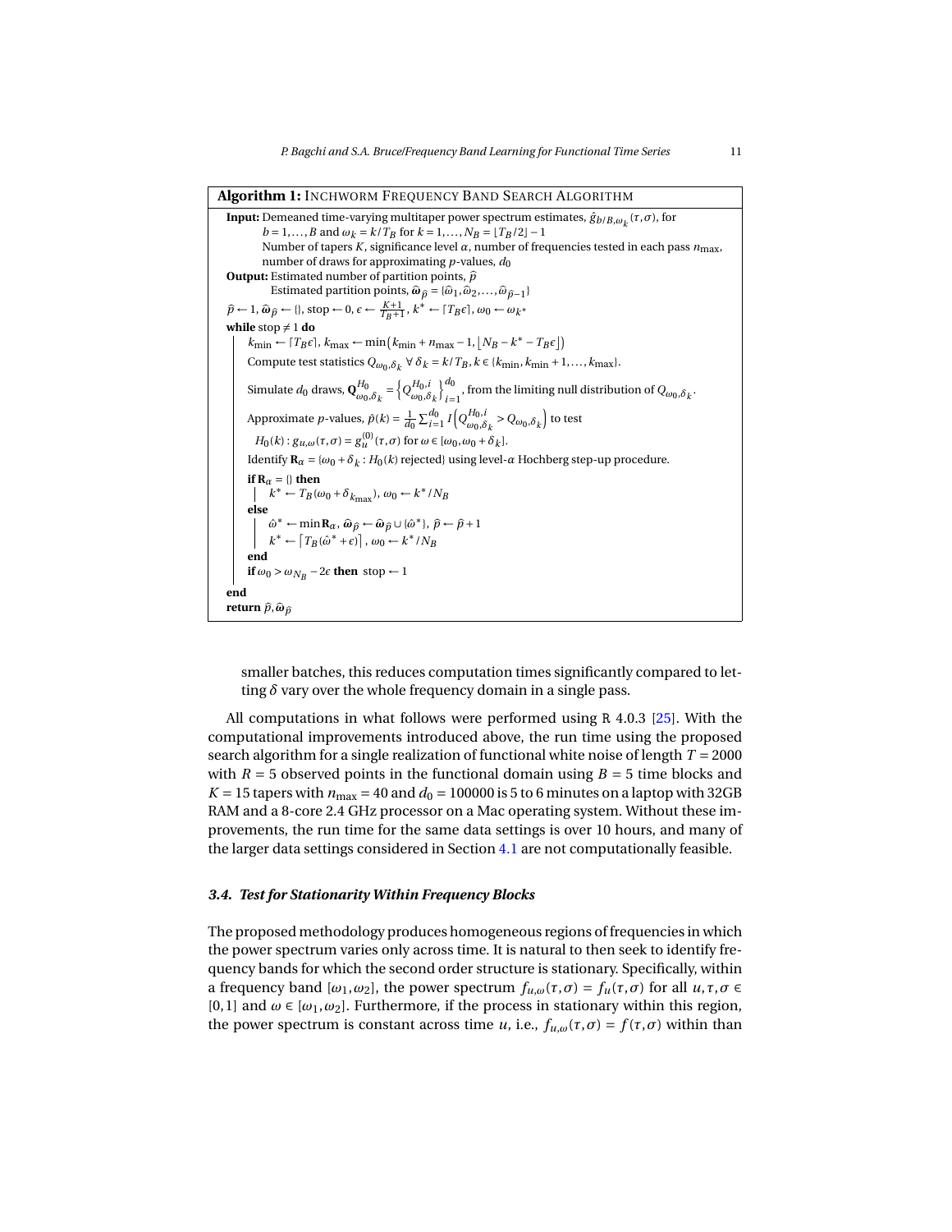**Algorithm 1:** INCHWORM FREQUENCY BAND SEARCH ALGORITHM

**Input:** Demeaned time-varying multitaper power spectrum estimates, $\hat{g}_{b/B,\omega_k}(\tau,\sigma)$, for $b = 1,\ldots,B$ and $\omega_k = k/T_B$ for $k = 1,\ldots,N_B = \lfloor T_B/2 \rfloor - 1$
Number of tapers $K$, significance level $\alpha$, number of frequencies tested in each pass $n_{\max}$, number of draws for approximating $p$-values, $d_0$

**Output:** Estimated number of partition points, $\widehat{p}$
Estimated partition points, $\widehat{\boldsymbol{\omega}}_{\widehat{p}} = \{\widehat{\omega}_1, \widehat{\omega}_2, \ldots, \widehat{\omega}_{\widehat{p}-1}\}$

$\widehat{p} \leftarrow 1$, $\widehat{\boldsymbol{\omega}}_{\widehat{p}} \leftarrow \{\}$, stop $\leftarrow 0$, $\epsilon \leftarrow \frac{K+1}{T_B+1}$, $k^* \leftarrow \lceil T_B \epsilon \rceil$, $\omega_0 \leftarrow \omega_{k^*}$

**while** stop $\neq 1$ **do**

- $k_{\min} \leftarrow \lceil T_B \epsilon \rceil$, $k_{\max} \leftarrow \min\left(k_{\min} + n_{\max} - 1, \lfloor N_B - k^* - T_B \epsilon \rfloor\right)$
- Compute test statistics $Q_{\omega_0,\delta_k}$ $\forall\, \delta_k = k/T_B$, $k \in \{k_{\min}, k_{\min}+1, \ldots, k_{\max}\}$.
- Simulate $d_0$ draws, $\mathbf{Q}^{H_0}_{\omega_0,\delta_k} = \left\{Q^{H_0,i}_{\omega_0,\delta_k}\right\}_{i=1}^{d_0}$, from the limiting null distribution of $Q_{\omega_0,\delta_k}$.
- Approximate $p$-values, $\hat{p}(k) = \frac{1}{d_0}\sum_{i=1}^{d_0} I\left(Q^{H_0,i}_{\omega_0,\delta_k} > Q_{\omega_0,\delta_k}\right)$ to test $H_0(k) : g_{u,\omega}(\tau,\sigma) = g^{(0)}_u(\tau,\sigma)$ for $\omega \in [\omega_0, \omega_0 + \delta_k]$.
- Identify $\mathbf{R}_\alpha = \{\omega_0 + \delta_k : H_0(k) \text{ rejected}\}$ using level-$\alpha$ Hochberg step-up procedure.
- **if** $\mathbf{R}_\alpha = \{\}$ **then**
  - $k^* \leftarrow T_B(\omega_0 + \delta_{k_{\max}})$, $\omega_0 \leftarrow k^*/N_B$
- **else**
  - $\hat{\omega}^* \leftarrow \min \mathbf{R}_\alpha$, $\widehat{\boldsymbol{\omega}}_{\widehat{p}} \leftarrow \widehat{\boldsymbol{\omega}}_{\widehat{p}} \cup \{\hat{\omega}^*\}$, $\widehat{p} \leftarrow \widehat{p} + 1$
  - $k^* \leftarrow \lceil T_B(\hat{\omega}^* + \epsilon) \rceil$, $\omega_0 \leftarrow k^*/N_B$
- **end**
- **if** $\omega_0 > \omega_{N_B} - 2\epsilon$ **then** stop $\leftarrow 1$

**end**

**return** $\widehat{p}, \widehat{\boldsymbol{\omega}}_{\widehat{p}}$

smaller batches, this reduces computation times significantly compared to letting $\delta$ vary over the whole frequency domain in a single pass.

All computations in what follows were performed using R 4.0.3 [25]. With the computational improvements introduced above, the run time using the proposed search algorithm for a single realization of functional white noise of length $T = 2000$ with $R = 5$ observed points in the functional domain using $B = 5$ time blocks and $K = 15$ tapers with $n_{\max} = 40$ and $d_0 = 100000$ is 5 to 6 minutes on a laptop with 32GB RAM and a 8-core 2.4 GHz processor on a Mac operating system. Without these improvements, the run time for the same data settings is over 10 hours, and many of the larger data settings considered in Section 4.1 are not computationally feasible.

### *3.4. Test for Stationarity Within Frequency Blocks*

The proposed methodology produces homogeneous regions of frequencies in which the power spectrum varies only across time. It is natural to then seek to identify frequency bands for which the second order structure is stationary. Specifically, within a frequency band $[\omega_1, \omega_2]$, the power spectrum $f_{u,\omega}(\tau,\sigma) = f_u(\tau,\sigma)$ for all $u, \tau, \sigma \in [0,1]$ and $\omega \in [\omega_1, \omega_2]$. Furthermore, if the process in stationary within this region, the power spectrum is constant across time $u$, i.e., $f_{u,\omega}(\tau,\sigma) = f(\tau,\sigma)$ within than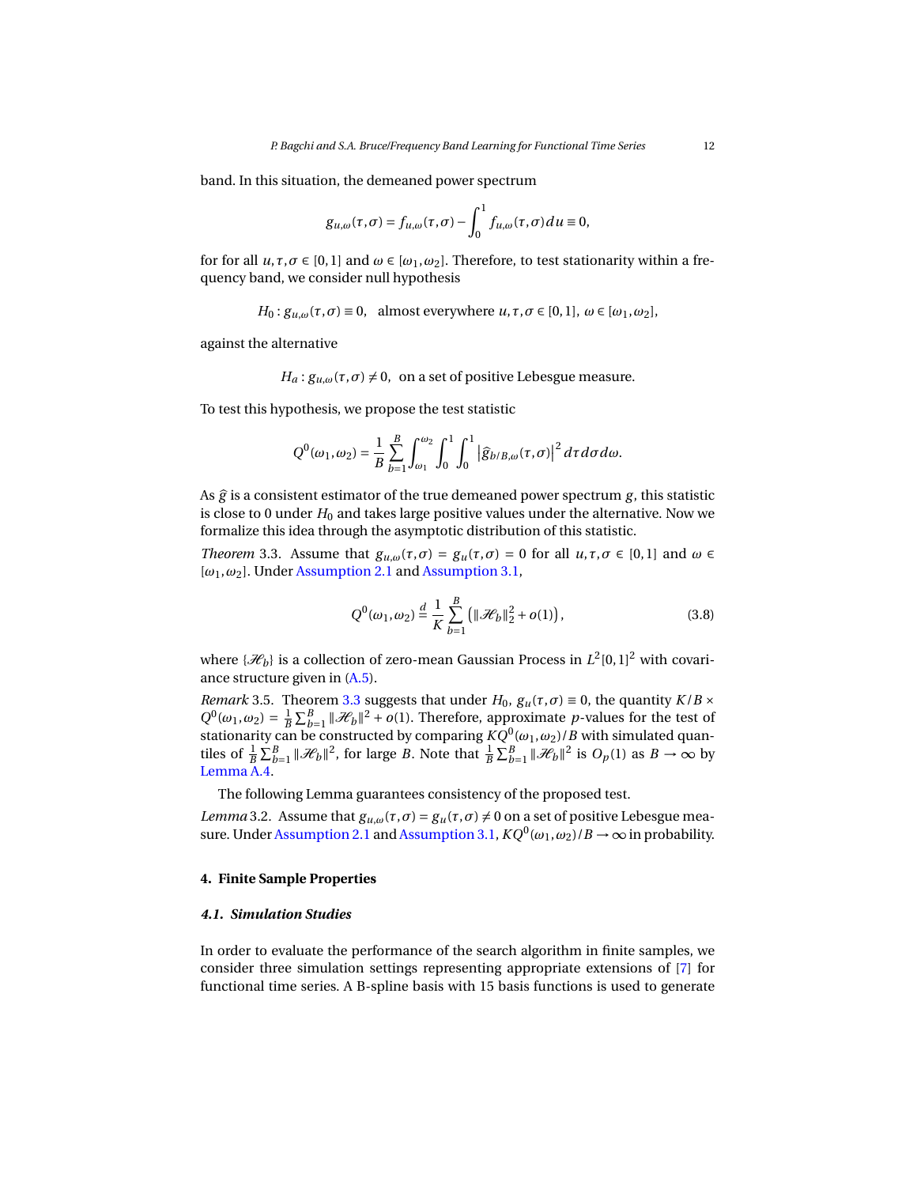band. In this situation, the demeaned power spectrum

$$g_{u,\omega}(\tau,\sigma) = f_{u,\omega}(\tau,\sigma) - \int_0^1 f_{u,\omega}(\tau,\sigma)\,du \equiv 0,$$

for for all $u, \tau, \sigma \in [0,1]$ and $\omega \in [\omega_1, \omega_2]$. Therefore, to test stationarity within a frequency band, we consider null hypothesis

$$H_0 : g_{u,\omega}(\tau,\sigma) \equiv 0, \quad \text{almost everywhere } u,\tau,\sigma \in [0,1],\ \omega \in [\omega_1,\omega_2],$$

against the alternative

$$H_a : g_{u,\omega}(\tau,\sigma) \neq 0, \ \text{ on a set of positive Lebesgue measure.}$$

To test this hypothesis, we propose the test statistic

$$Q^0(\omega_1,\omega_2) = \frac{1}{B}\sum_{b=1}^{B}\int_{\omega_1}^{\omega_2}\int_0^1\int_0^1 \left|\widehat{g}_{b/B,\omega}(\tau,\sigma)\right|^2 d\tau\, d\sigma\, d\omega.$$

As $\widehat{g}$ is a consistent estimator of the true demeaned power spectrum $g$, this statistic is close to 0 under $H_0$ and takes large positive values under the alternative. Now we formalize this idea through the asymptotic distribution of this statistic.

*Theorem* 3.3. Assume that $g_{u,\omega}(\tau,\sigma) = g_u(\tau,\sigma) = 0$ for all $u,\tau,\sigma \in [0,1]$ and $\omega \in [\omega_1,\omega_2]$. Under Assumption 2.1 and Assumption 3.1,

$$Q^0(\omega_1,\omega_2) \overset{d}{=} \frac{1}{K}\sum_{b=1}^{B}\left(\|\mathscr{H}_b\|_2^2 + o(1)\right), \tag{3.8}$$

where $\{\mathscr{H}_b\}$ is a collection of zero-mean Gaussian Process in $L^2[0,1]^2$ with covariance structure given in (A.5).

*Remark* 3.5. Theorem 3.3 suggests that under $H_0$, $g_u(\tau,\sigma) \equiv 0$, the quantity $K/B \times Q^0(\omega_1,\omega_2) = \frac{1}{B}\sum_{b=1}^{B}\|\mathscr{H}_b\|^2 + o(1)$. Therefore, approximate $p$-values for the test of stationarity can be constructed by comparing $KQ^0(\omega_1,\omega_2)/B$ with simulated quantiles of $\frac{1}{B}\sum_{b=1}^{B}\|\mathscr{H}_b\|^2$, for large $B$. Note that $\frac{1}{B}\sum_{b=1}^{B}\|\mathscr{H}_b\|^2$ is $O_p(1)$ as $B \to \infty$ by Lemma A.4.

The following Lemma guarantees consistency of the proposed test.

*Lemma* 3.2. Assume that $g_{u,\omega}(\tau,\sigma) = g_u(\tau,\sigma) \neq 0$ on a set of positive Lebesgue measure. Under Assumption 2.1 and Assumption 3.1, $KQ^0(\omega_1,\omega_2)/B \to \infty$ in probability.

## 4. Finite Sample Properties

### 4.1. Simulation Studies

In order to evaluate the performance of the search algorithm in finite samples, we consider three simulation settings representing appropriate extensions of [7] for functional time series. A B-spline basis with 15 basis functions is used to generate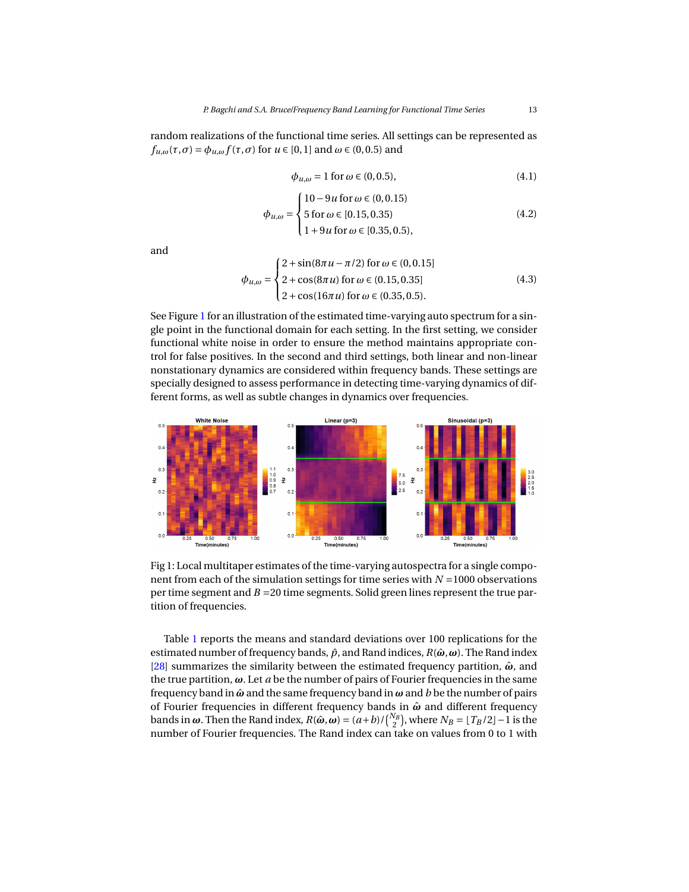random realizations of the functional time series. All settings can be represented as $f_{u,\omega}(\tau,\sigma) = \phi_{u,\omega} f(\tau,\sigma)$ for $u \in [0,1]$ and $\omega \in (0,0.5)$ and

$$\phi_{u,\omega} = 1 \text{ for } \omega \in (0,0.5), \tag{4.1}$$

$$\phi_{u,\omega} = \begin{cases} 10 - 9u \text{ for } \omega \in (0,0.15) \\ 5 \text{ for } \omega \in [0.15,0.35) \\ 1 + 9u \text{ for } \omega \in [0.35,0.5), \end{cases} \tag{4.2}$$

and

$$\phi_{u,\omega} = \begin{cases} 2 + \sin(8\pi u - \pi/2) \text{ for } \omega \in (0,0.15] \\ 2 + \cos(8\pi u) \text{ for } \omega \in (0.15,0.35] \\ 2 + \cos(16\pi u) \text{ for } \omega \in (0.35,0.5). \end{cases} \tag{4.3}$$

See Figure 1 for an illustration of the estimated time-varying auto spectrum for a single point in the functional domain for each setting. In the first setting, we consider functional white noise in order to ensure the method maintains appropriate control for false positives. In the second and third settings, both linear and non-linear nonstationary dynamics are considered within frequency bands. These settings are specially designed to assess performance in detecting time-varying dynamics of different forms, as well as subtle changes in dynamics over frequencies.

Fig 1: Local multitaper estimates of the time-varying autospectra for a single component from each of the simulation settings for time series with $N$ =1000 observations per time segment and $B$ =20 time segments. Solid green lines represent the true partition of frequencies.

Table 1 reports the means and standard deviations over 100 replications for the estimated number of frequency bands, $\hat{p}$, and Rand indices, $R(\hat{\boldsymbol{\omega}},\boldsymbol{\omega})$. The Rand index [28] summarizes the similarity between the estimated frequency partition, $\hat{\boldsymbol{\omega}}$, and the true partition, $\boldsymbol{\omega}$. Let $a$ be the number of pairs of Fourier frequencies in the same frequency band in $\hat{\boldsymbol{\omega}}$ and the same frequency band in $\boldsymbol{\omega}$ and $b$ be the number of pairs of Fourier frequencies in different frequency bands in $\hat{\boldsymbol{\omega}}$ and different frequency bands in $\boldsymbol{\omega}$. Then the Rand index, $R(\hat{\boldsymbol{\omega}},\boldsymbol{\omega}) = (a+b)/\binom{N_B}{2}$, where $N_B = \lfloor T_B/2 \rfloor - 1$ is the number of Fourier frequencies. The Rand index can take on values from 0 to 1 with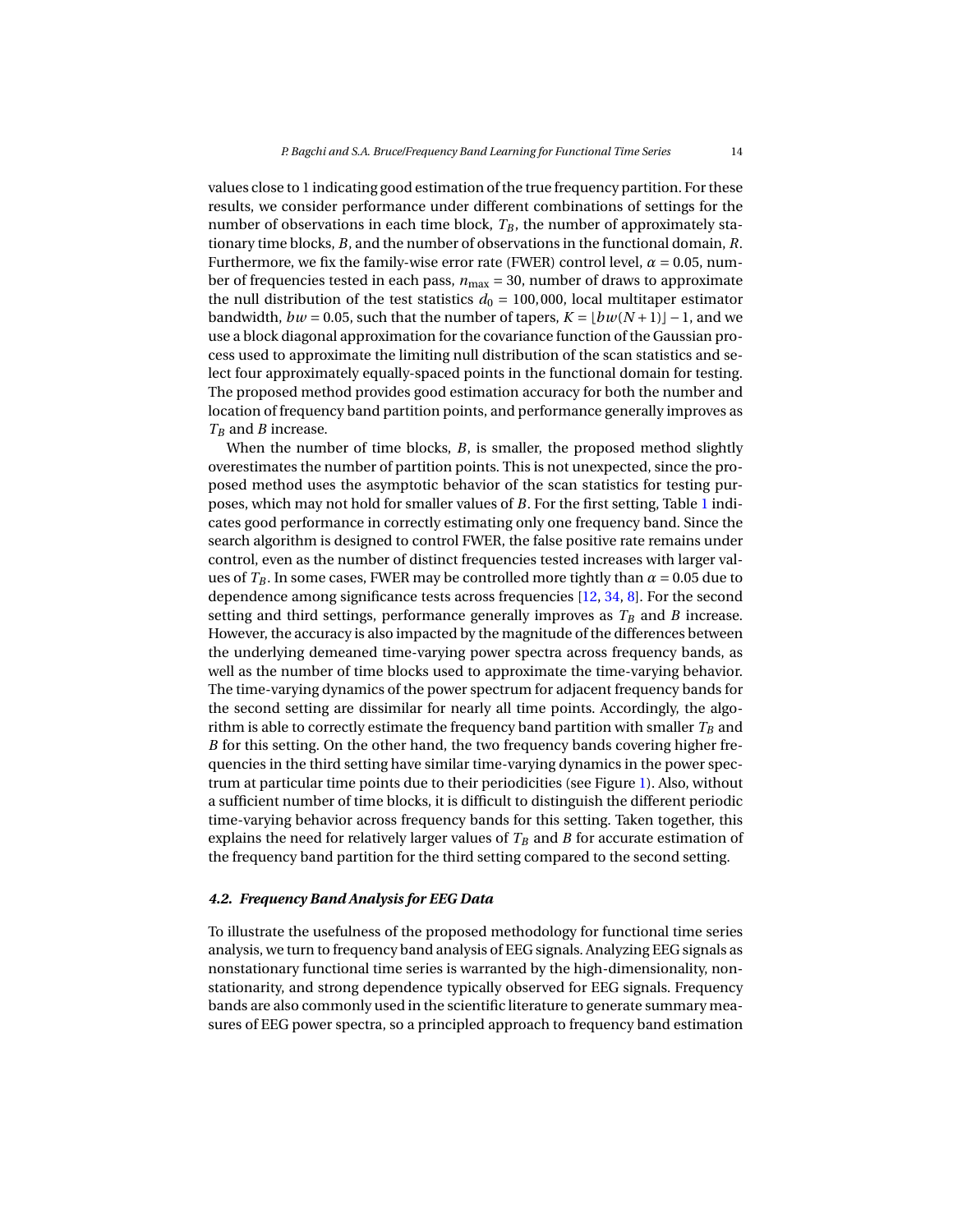values close to 1 indicating good estimation of the true frequency partition. For these results, we consider performance under different combinations of settings for the number of observations in each time block, $T_B$, the number of approximately stationary time blocks, $B$, and the number of observations in the functional domain, $R$. Furthermore, we fix the family-wise error rate (FWER) control level, $\alpha = 0.05$, number of frequencies tested in each pass, $n_{\max} = 30$, number of draws to approximate the null distribution of the test statistics $d_0 = 100{,}000$, local multitaper estimator bandwidth, $bw = 0.05$, such that the number of tapers, $K = \lfloor bw(N+1) \rfloor - 1$, and we use a block diagonal approximation for the covariance function of the Gaussian process used to approximate the limiting null distribution of the scan statistics and select four approximately equally-spaced points in the functional domain for testing. The proposed method provides good estimation accuracy for both the number and location of frequency band partition points, and performance generally improves as $T_B$ and $B$ increase.

When the number of time blocks, $B$, is smaller, the proposed method slightly overestimates the number of partition points. This is not unexpected, since the proposed method uses the asymptotic behavior of the scan statistics for testing purposes, which may not hold for smaller values of $B$. For the first setting, Table 1 indicates good performance in correctly estimating only one frequency band. Since the search algorithm is designed to control FWER, the false positive rate remains under control, even as the number of distinct frequencies tested increases with larger values of $T_B$. In some cases, FWER may be controlled more tightly than $\alpha = 0.05$ due to dependence among significance tests across frequencies [12, 34, 8]. For the second setting and third settings, performance generally improves as $T_B$ and $B$ increase. However, the accuracy is also impacted by the magnitude of the differences between the underlying demeaned time-varying power spectra across frequency bands, as well as the number of time blocks used to approximate the time-varying behavior. The time-varying dynamics of the power spectrum for adjacent frequency bands for the second setting are dissimilar for nearly all time points. Accordingly, the algorithm is able to correctly estimate the frequency band partition with smaller $T_B$ and $B$ for this setting. On the other hand, the two frequency bands covering higher frequencies in the third setting have similar time-varying dynamics in the power spectrum at particular time points due to their periodicities (see Figure 1). Also, without a sufficient number of time blocks, it is difficult to distinguish the different periodic time-varying behavior across frequency bands for this setting. Taken together, this explains the need for relatively larger values of $T_B$ and $B$ for accurate estimation of the frequency band partition for the third setting compared to the second setting.

### *4.2. Frequency Band Analysis for EEG Data*

To illustrate the usefulness of the proposed methodology for functional time series analysis, we turn to frequency band analysis of EEG signals. Analyzing EEG signals as nonstationary functional time series is warranted by the high-dimensionality, nonstationarity, and strong dependence typically observed for EEG signals. Frequency bands are also commonly used in the scientific literature to generate summary measures of EEG power spectra, so a principled approach to frequency band estimation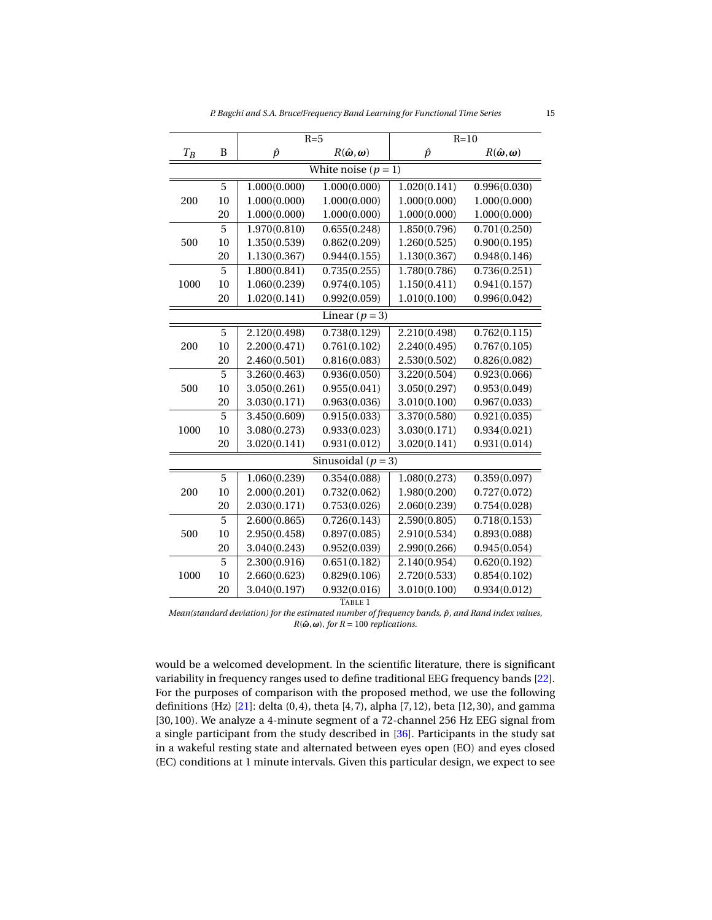| $T_B$ | B | R=5 | | R=10 | |
|---|---|---|---|---|---|
| | | $\hat{p}$ | $R(\hat{\boldsymbol{\omega}}, \boldsymbol{\omega})$ | $\hat{p}$ | $R(\hat{\boldsymbol{\omega}}, \boldsymbol{\omega})$ |
| White noise ($p = 1$) | | | | | |
| 200 | 5 | 1.000(0.000) | 1.000(0.000) | 1.020(0.141) | 0.996(0.030) |
| | 10 | 1.000(0.000) | 1.000(0.000) | 1.000(0.000) | 1.000(0.000) |
| | 20 | 1.000(0.000) | 1.000(0.000) | 1.000(0.000) | 1.000(0.000) |
| 500 | 5 | 1.970(0.810) | 0.655(0.248) | 1.850(0.796) | 0.701(0.250) |
| | 10 | 1.350(0.539) | 0.862(0.209) | 1.260(0.525) | 0.900(0.195) |
| | 20 | 1.130(0.367) | 0.944(0.155) | 1.130(0.367) | 0.948(0.146) |
| 1000 | 5 | 1.800(0.841) | 0.735(0.255) | 1.780(0.786) | 0.736(0.251) |
| | 10 | 1.060(0.239) | 0.974(0.105) | 1.150(0.411) | 0.941(0.157) |
| | 20 | 1.020(0.141) | 0.992(0.059) | 1.010(0.100) | 0.996(0.042) |
| Linear ($p = 3$) | | | | | |
| 200 | 5 | 2.120(0.498) | 0.738(0.129) | 2.210(0.498) | 0.762(0.115) |
| | 10 | 2.200(0.471) | 0.761(0.102) | 2.240(0.495) | 0.767(0.105) |
| | 20 | 2.460(0.501) | 0.816(0.083) | 2.530(0.502) | 0.826(0.082) |
| 500 | 5 | 3.260(0.463) | 0.936(0.050) | 3.220(0.504) | 0.923(0.066) |
| | 10 | 3.050(0.261) | 0.955(0.041) | 3.050(0.297) | 0.953(0.049) |
| | 20 | 3.030(0.171) | 0.963(0.036) | 3.010(0.100) | 0.967(0.033) |
| 1000 | 5 | 3.450(0.609) | 0.915(0.033) | 3.370(0.580) | 0.921(0.035) |
| | 10 | 3.080(0.273) | 0.933(0.023) | 3.030(0.171) | 0.934(0.021) |
| | 20 | 3.020(0.141) | 0.931(0.012) | 3.020(0.141) | 0.931(0.014) |
| Sinusoidal ($p = 3$) | | | | | |
| 200 | 5 | 1.060(0.239) | 0.354(0.088) | 1.080(0.273) | 0.359(0.097) |
| | 10 | 2.000(0.201) | 0.732(0.062) | 1.980(0.200) | 0.727(0.072) |
| | 20 | 2.030(0.171) | 0.753(0.026) | 2.060(0.239) | 0.754(0.028) |
| 500 | 5 | 2.600(0.865) | 0.726(0.143) | 2.590(0.805) | 0.718(0.153) |
| | 10 | 2.950(0.458) | 0.897(0.085) | 2.910(0.534) | 0.893(0.088) |
| | 20 | 3.040(0.243) | 0.952(0.039) | 2.990(0.266) | 0.945(0.054) |
| 1000 | 5 | 2.300(0.916) | 0.651(0.182) | 2.140(0.954) | 0.620(0.192) |
| | 10 | 2.660(0.623) | 0.829(0.106) | 2.720(0.533) | 0.854(0.102) |
| | 20 | 3.040(0.197) | 0.932(0.016) | 3.010(0.100) | 0.934(0.012) |

TABLE 1

*Mean(standard deviation) for the estimated number of frequency bands, $\hat{p}$, and Rand index values, $R(\hat{\boldsymbol{\omega}}, \boldsymbol{\omega})$, for $R = 100$ replications.*

would be a welcomed development. In the scientific literature, there is significant variability in frequency ranges used to define traditional EEG frequency bands [22]. For the purposes of comparison with the proposed method, we use the following definitions (Hz) [21]: delta $(0,4)$, theta $[4,7)$, alpha $[7,12)$, beta $[12,30)$, and gamma $[30,100)$. We analyze a 4-minute segment of a 72-channel 256 Hz EEG signal from a single participant from the study described in [36]. Participants in the study sat in a wakeful resting state and alternated between eyes open (EO) and eyes closed (EC) conditions at 1 minute intervals. Given this particular design, we expect to see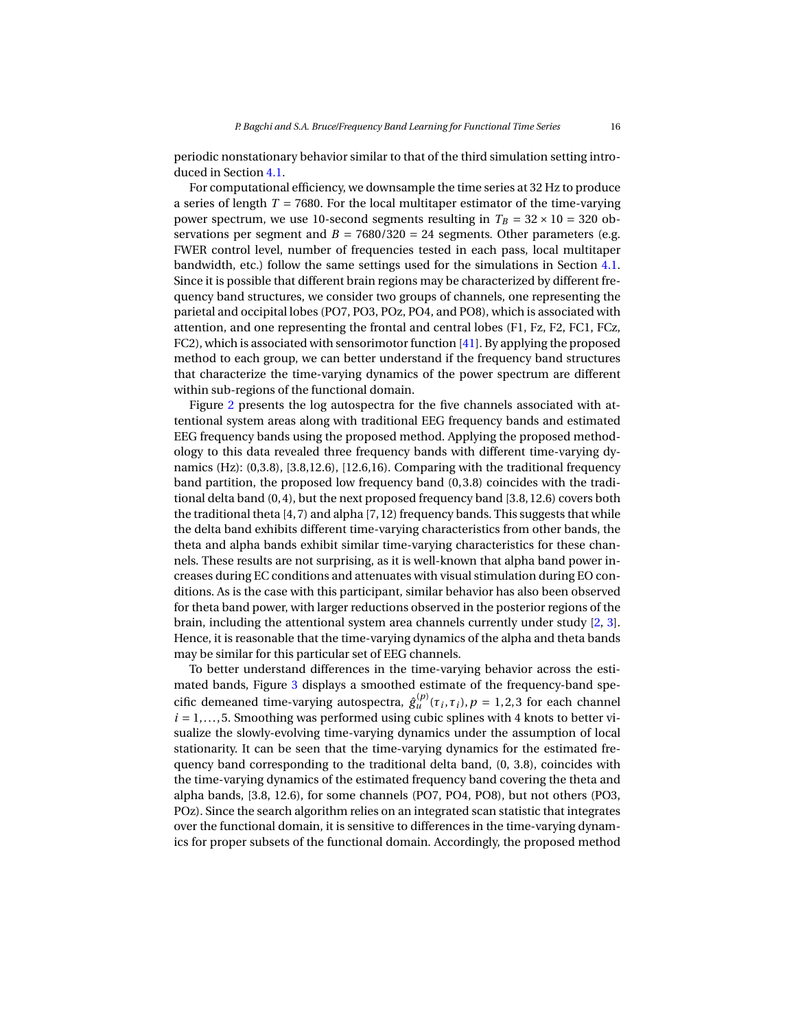periodic nonstationary behavior similar to that of the third simulation setting introduced in Section 4.1.

For computational efficiency, we downsample the time series at 32 Hz to produce a series of length $T = 7680$. For the local multitaper estimator of the time-varying power spectrum, we use 10-second segments resulting in $T_B = 32 \times 10 = 320$ observations per segment and $B = 7680/320 = 24$ segments. Other parameters (e.g. FWER control level, number of frequencies tested in each pass, local multitaper bandwidth, etc.) follow the same settings used for the simulations in Section 4.1. Since it is possible that different brain regions may be characterized by different frequency band structures, we consider two groups of channels, one representing the parietal and occipital lobes (PO7, PO3, POz, PO4, and PO8), which is associated with attention, and one representing the frontal and central lobes (F1, Fz, F2, FC1, FCz, FC2), which is associated with sensorimotor function [41]. By applying the proposed method to each group, we can better understand if the frequency band structures that characterize the time-varying dynamics of the power spectrum are different within sub-regions of the functional domain.

Figure 2 presents the log autospectra for the five channels associated with attentional system areas along with traditional EEG frequency bands and estimated EEG frequency bands using the proposed method. Applying the proposed methodology to this data revealed three frequency bands with different time-varying dynamics (Hz): (0,3.8), [3.8,12.6), [12.6,16). Comparing with the traditional frequency band partition, the proposed low frequency band $(0, 3.8)$ coincides with the traditional delta band $(0, 4)$, but the next proposed frequency band $[3.8, 12.6)$ covers both the traditional theta $[4, 7)$ and alpha $[7, 12)$ frequency bands. This suggests that while the delta band exhibits different time-varying characteristics from other bands, the theta and alpha bands exhibit similar time-varying characteristics for these channels. These results are not surprising, as it is well-known that alpha band power increases during EC conditions and attenuates with visual stimulation during EO conditions. As is the case with this participant, similar behavior has also been observed for theta band power, with larger reductions observed in the posterior regions of the brain, including the attentional system area channels currently under study [2, 3]. Hence, it is reasonable that the time-varying dynamics of the alpha and theta bands may be similar for this particular set of EEG channels.

To better understand differences in the time-varying behavior across the estimated bands, Figure 3 displays a smoothed estimate of the frequency-band specific demeaned time-varying autospectra, $\hat{g}_u^{(p)}(\tau_i, \tau_i), p = 1, 2, 3$ for each channel $i = 1, \ldots, 5$. Smoothing was performed using cubic splines with 4 knots to better visualize the slowly-evolving time-varying dynamics under the assumption of local stationarity. It can be seen that the time-varying dynamics for the estimated frequency band corresponding to the traditional delta band, (0, 3.8), coincides with the time-varying dynamics of the estimated frequency band covering the theta and alpha bands, [3.8, 12.6), for some channels (PO7, PO4, PO8), but not others (PO3, POz). Since the search algorithm relies on an integrated scan statistic that integrates over the functional domain, it is sensitive to differences in the time-varying dynamics for proper subsets of the functional domain. Accordingly, the proposed method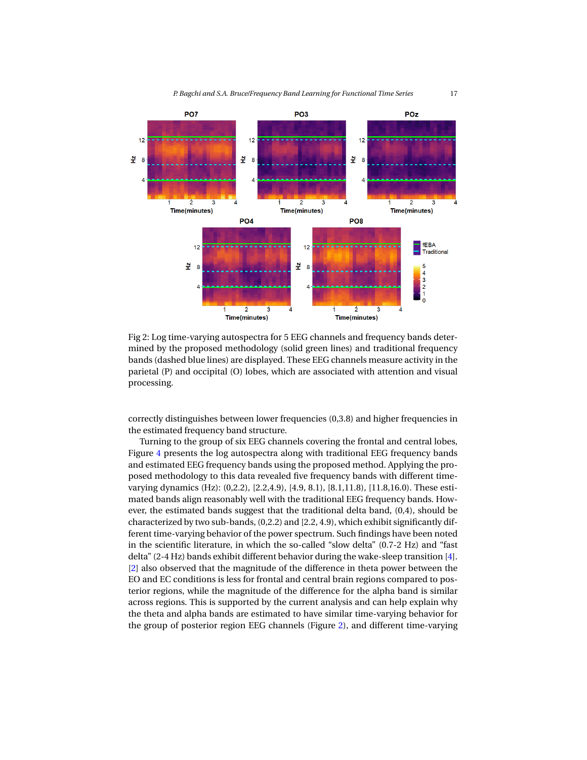Fig 2: Log time-varying autospectra for 5 EEG channels and frequency bands determined by the proposed methodology (solid green lines) and traditional frequency bands (dashed blue lines) are displayed. These EEG channels measure activity in the parietal (P) and occipital (O) lobes, which are associated with attention and visual processing.

correctly distinguishes between lower frequencies (0,3.8) and higher frequencies in the estimated frequency band structure.

Turning to the group of six EEG channels covering the frontal and central lobes, Figure 4 presents the log autospectra along with traditional EEG frequency bands and estimated EEG frequency bands using the proposed method. Applying the proposed methodology to this data revealed five frequency bands with different time-varying dynamics (Hz): (0,2.2), [2.2,4.9), [4.9, 8.1), [8.1,11.8), [11.8,16.0). These estimated bands align reasonably well with the traditional EEG frequency bands. However, the estimated bands suggest that the traditional delta band, (0,4), should be characterized by two sub-bands, (0,2.2) and [2.2, 4.9), which exhibit significantly different time-varying behavior of the power spectrum. Such findings have been noted in the scientific literature, in which the so-called "slow delta" (0.7-2 Hz) and "fast delta" (2-4 Hz) bands exhibit different behavior during the wake-sleep transition [4]. [2] also observed that the magnitude of the difference in theta power between the EO and EC conditions is less for frontal and central brain regions compared to posterior regions, while the magnitude of the difference for the alpha band is similar across regions. This is supported by the current analysis and can help explain why the theta and alpha bands are estimated to have similar time-varying behavior for the group of posterior region EEG channels (Figure 2), and different time-varying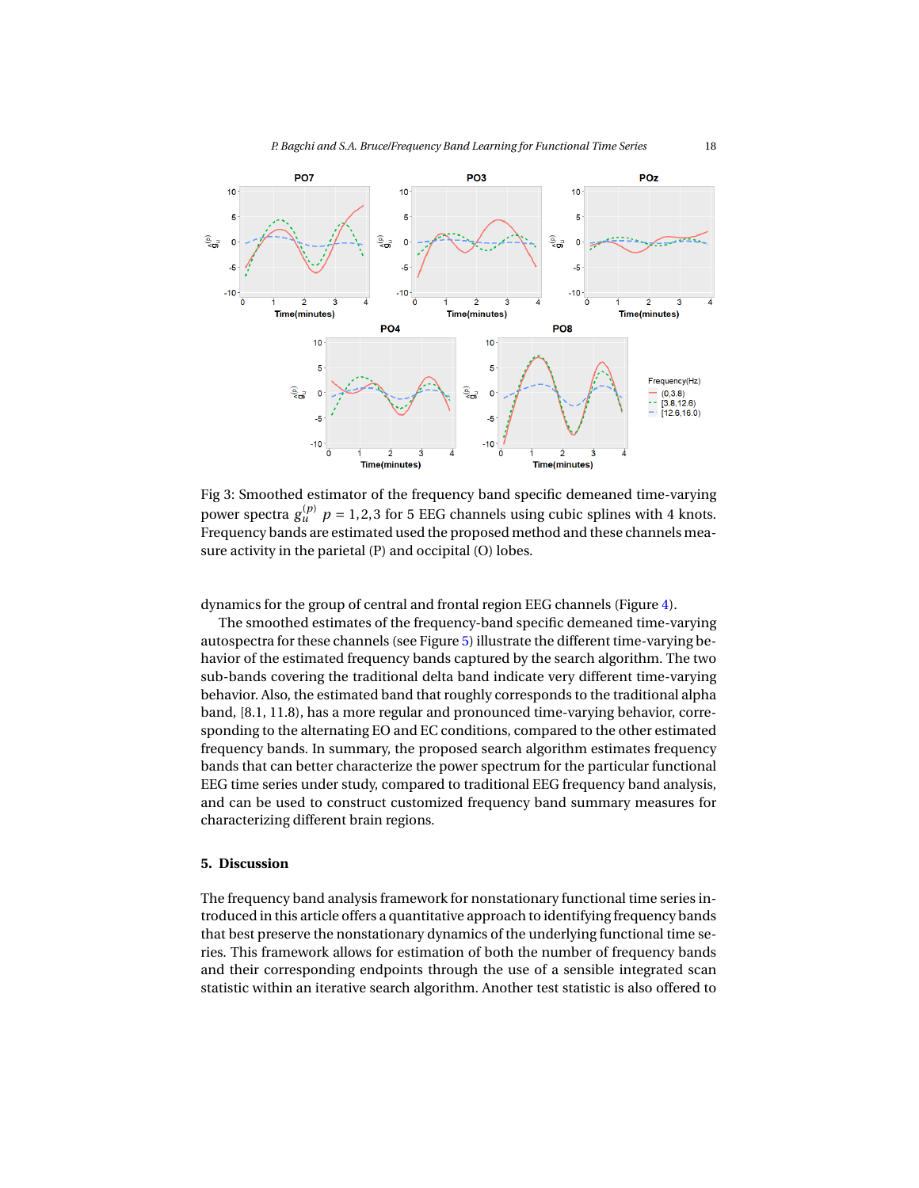Fig 3: Smoothed estimator of the frequency band specific demeaned time-varying power spectra $g_u^{(p)}$ $p = 1,2,3$ for 5 EEG channels using cubic splines with 4 knots. Frequency bands are estimated used the proposed method and these channels measure activity in the parietal (P) and occipital (O) lobes.

dynamics for the group of central and frontal region EEG channels (Figure 4).

The smoothed estimates of the frequency-band specific demeaned time-varying autospectra for these channels (see Figure 5) illustrate the different time-varying behavior of the estimated frequency bands captured by the search algorithm. The two sub-bands covering the traditional delta band indicate very different time-varying behavior. Also, the estimated band that roughly corresponds to the traditional alpha band, [8.1, 11.8), has a more regular and pronounced time-varying behavior, corresponding to the alternating EO and EC conditions, compared to the other estimated frequency bands. In summary, the proposed search algorithm estimates frequency bands that can better characterize the power spectrum for the particular functional EEG time series under study, compared to traditional EEG frequency band analysis, and can be used to construct customized frequency band summary measures for characterizing different brain regions.

## 5. Discussion

The frequency band analysis framework for nonstationary functional time series introduced in this article offers a quantitative approach to identifying frequency bands that best preserve the nonstationary dynamics of the underlying functional time series. This framework allows for estimation of both the number of frequency bands and their corresponding endpoints through the use of a sensible integrated scan statistic within an iterative search algorithm. Another test statistic is also offered to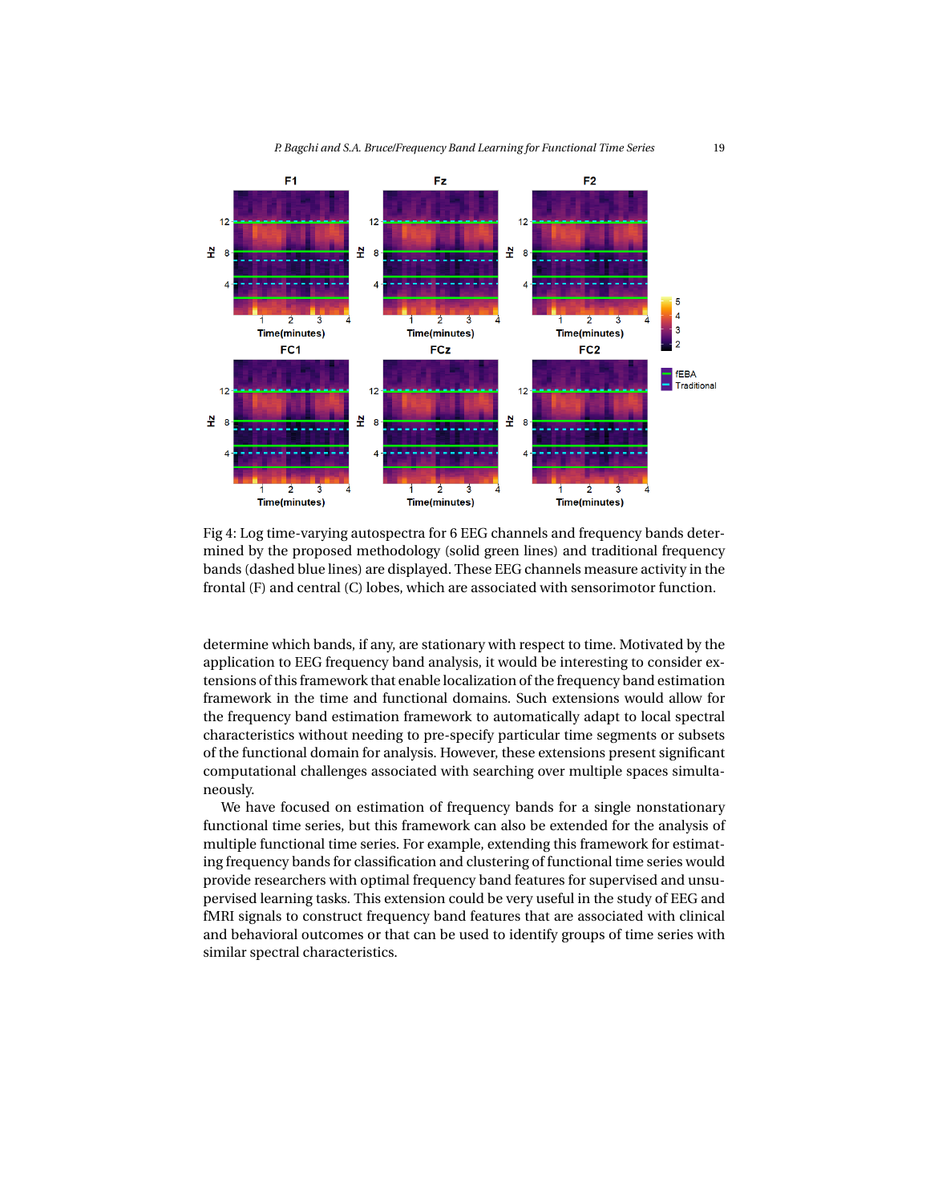Fig 4: Log time-varying autospectra for 6 EEG channels and frequency bands determined by the proposed methodology (solid green lines) and traditional frequency bands (dashed blue lines) are displayed. These EEG channels measure activity in the frontal (F) and central (C) lobes, which are associated with sensorimotor function.

determine which bands, if any, are stationary with respect to time. Motivated by the application to EEG frequency band analysis, it would be interesting to consider extensions of this framework that enable localization of the frequency band estimation framework in the time and functional domains. Such extensions would allow for the frequency band estimation framework to automatically adapt to local spectral characteristics without needing to pre-specify particular time segments or subsets of the functional domain for analysis. However, these extensions present significant computational challenges associated with searching over multiple spaces simultaneously.

We have focused on estimation of frequency bands for a single nonstationary functional time series, but this framework can also be extended for the analysis of multiple functional time series. For example, extending this framework for estimating frequency bands for classification and clustering of functional time series would provide researchers with optimal frequency band features for supervised and unsupervised learning tasks. This extension could be very useful in the study of EEG and fMRI signals to construct frequency band features that are associated with clinical and behavioral outcomes or that can be used to identify groups of time series with similar spectral characteristics.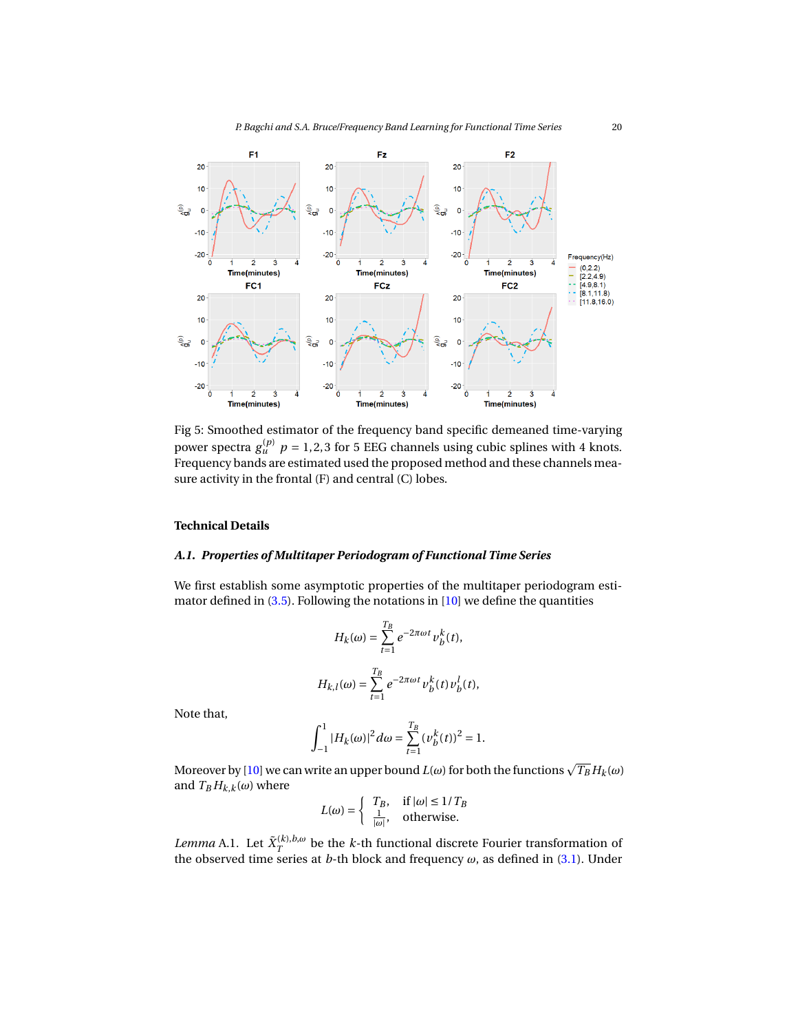Fig 5: Smoothed estimator of the frequency band specific demeaned time-varying power spectra $g_u^{(p)}$ $p = 1,2,3$ for 5 EEG channels using cubic splines with 4 knots. Frequency bands are estimated used the proposed method and these channels measure activity in the frontal (F) and central (C) lobes.

## Technical Details

### A.1. Properties of Multitaper Periodogram of Functional Time Series

We first establish some asymptotic properties of the multitaper periodogram estimator defined in (3.5). Following the notations in [10] we define the quantities

$$H_k(\omega) = \sum_{t=1}^{T_B} e^{-2\pi\omega t} v_b^k(t),$$

$$H_{k,l}(\omega) = \sum_{t=1}^{T_B} e^{-2\pi\omega t} v_b^k(t) v_b^l(t),$$

Note that,

$$\int_{-1}^{1} |H_k(\omega)|^2 d\omega = \sum_{t=1}^{T_B} (v_b^k(t))^2 = 1.$$

Moreover by [10] we can write an upper bound $L(\omega)$ for both the functions $\sqrt{T_B} H_k(\omega)$ and $T_B H_{k,k}(\omega)$ where

$$L(\omega) = \begin{cases} T_B, & \text{if } |\omega| \leq 1/T_B \\ \frac{1}{|\omega|}, & \text{otherwise.} \end{cases}$$

*Lemma* A.1. Let $\tilde{X}_T^{(k),b,\omega}$ be the $k$-th functional discrete Fourier transformation of the observed time series at $b$-th block and frequency $\omega$, as defined in (3.1). Under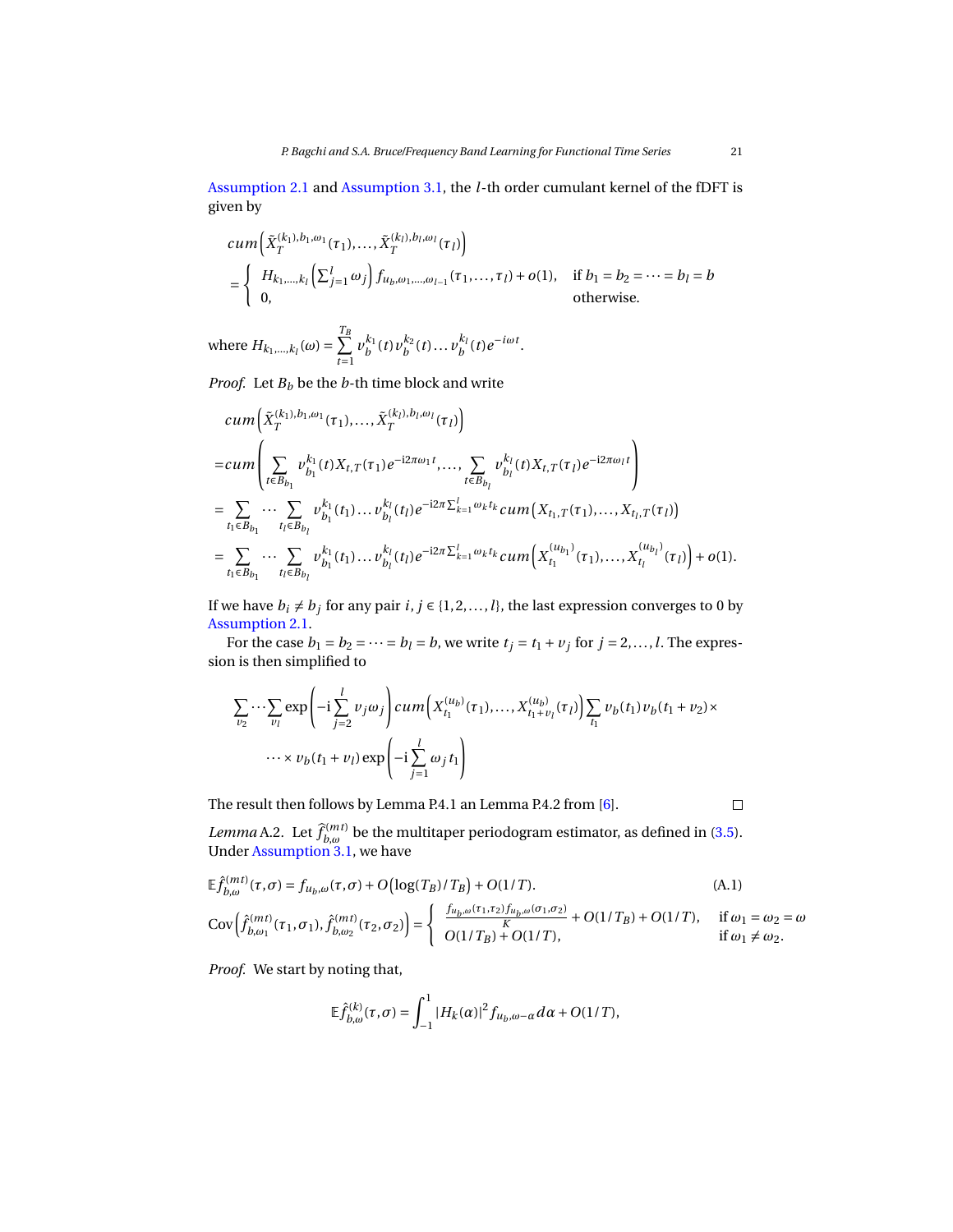Assumption 2.1 and Assumption 3.1, the $l$-th order cumulant kernel of the fDFT is given by

$$
cum\left(\tilde{X}_T^{(k_1),b_1,\omega_1}(\tau_1),\ldots,\tilde{X}_T^{(k_l),b_l,\omega_l}(\tau_l)\right)
= \begin{cases} H_{k_1,\ldots,k_l}\left(\sum_{j=1}^{l}\omega_j\right) f_{u_b,\omega_1,\ldots,\omega_{l-1}}(\tau_1,\ldots,\tau_l) + o(1), & \text{if } b_1 = b_2 = \cdots = b_l = b \\ 0, & \text{otherwise.} \end{cases}
$$

where $H_{k_1,\ldots,k_l}(\omega) = \sum_{t=1}^{T_B} v_b^{k_1}(t) v_b^{k_2}(t) \ldots v_b^{k_l}(t) e^{-i\omega t}$.

*Proof.* Let $B_b$ be the $b$-th time block and write

$$
\begin{aligned}
& cum\left(\tilde{X}_T^{(k_1),b_1,\omega_1}(\tau_1),\ldots,\tilde{X}_T^{(k_l),b_l,\omega_l}(\tau_l)\right) \\
=& cum\left(\sum_{t\in B_{b_1}} v_{b_1}^{k_1}(t) X_{t,T}(\tau_1) e^{-\mathrm{i}2\pi\omega_1 t},\ldots,\sum_{t\in B_{b_l}} v_{b_l}^{k_l}(t) X_{t,T}(\tau_l) e^{-\mathrm{i}2\pi\omega_l t}\right) \\
=& \sum_{t_1\in B_{b_1}}\cdots\sum_{t_l\in B_{b_l}} v_{b_1}^{k_1}(t_1)\ldots v_{b_l}^{k_l}(t_l) e^{-\mathrm{i}2\pi\sum_{k=1}^{l}\omega_k t_k} cum\left(X_{t_1,T}(\tau_1),\ldots,X_{t_l,T}(\tau_l)\right) \\
=& \sum_{t_1\in B_{b_1}}\cdots\sum_{t_l\in B_{b_l}} v_{b_1}^{k_1}(t_1)\ldots v_{b_l}^{k_l}(t_l) e^{-\mathrm{i}2\pi\sum_{k=1}^{l}\omega_k t_k} cum\left(X_{t_1}^{(u_{b_1})}(\tau_1),\ldots,X_{t_l}^{(u_{b_l})}(\tau_l)\right) + o(1).
\end{aligned}
$$

If we have $b_i \neq b_j$ for any pair $i,j \in \{1,2,\ldots,l\}$, the last expression converges to 0 by Assumption 2.1.

For the case $b_1 = b_2 = \cdots = b_l = b$, we write $t_j = t_1 + v_j$ for $j = 2,\ldots,l$. The expression is then simplified to

$$
\sum_{v_2}\cdots\sum_{v_l}\exp\left(-\mathrm{i}\sum_{j=2}^{l} v_j\omega_j\right) cum\left(X_{t_1}^{(u_b)}(\tau_1),\ldots,X_{t_1+v_l}^{(u_b)}(\tau_l)\right)\sum_{t_1} v_b(t_1) v_b(t_1+v_2)\times
\cdots\times v_b(t_1+v_l)\exp\left(-\mathrm{i}\sum_{j=1}^{l}\omega_j t_1\right)
$$

The result then follows by Lemma P.4.1 an Lemma P.4.2 from [6]. □

*Lemma* A.2. Let $\hat{f}_{b,\omega}^{(mt)}$ be the multitaper periodogram estimator, as defined in (3.5). Under Assumption 3.1, we have

$$
\mathbb{E}\hat{f}_{b,\omega}^{(mt)}(\tau,\sigma) = f_{u_b,\omega}(\tau,\sigma) + O\big(\log(T_B)/T_B\big) + O(1/T). \tag{A.1}
$$

$$
\mathrm{Cov}\left(\hat{f}_{b,\omega_1}^{(mt)}(\tau_1,\sigma_1),\hat{f}_{b,\omega_2}^{(mt)}(\tau_2,\sigma_2)\right) = \begin{cases} \frac{f_{u_b,\omega}(\tau_1,\tau_2) f_{u_b,\omega}(\sigma_1,\sigma_2)}{K} + O(1/T_B) + O(1/T), & \text{if } \omega_1 = \omega_2 = \omega \\ O(1/T_B) + O(1/T), & \text{if } \omega_1 \neq \omega_2. \end{cases}
$$

*Proof.* We start by noting that,

$$
\mathbb{E}\hat{f}_{b,\omega}^{(k)}(\tau,\sigma) = \int_{-1}^{1} |H_k(\alpha)|^2 f_{u_b,\omega-\alpha}\, d\alpha + O(1/T),
$$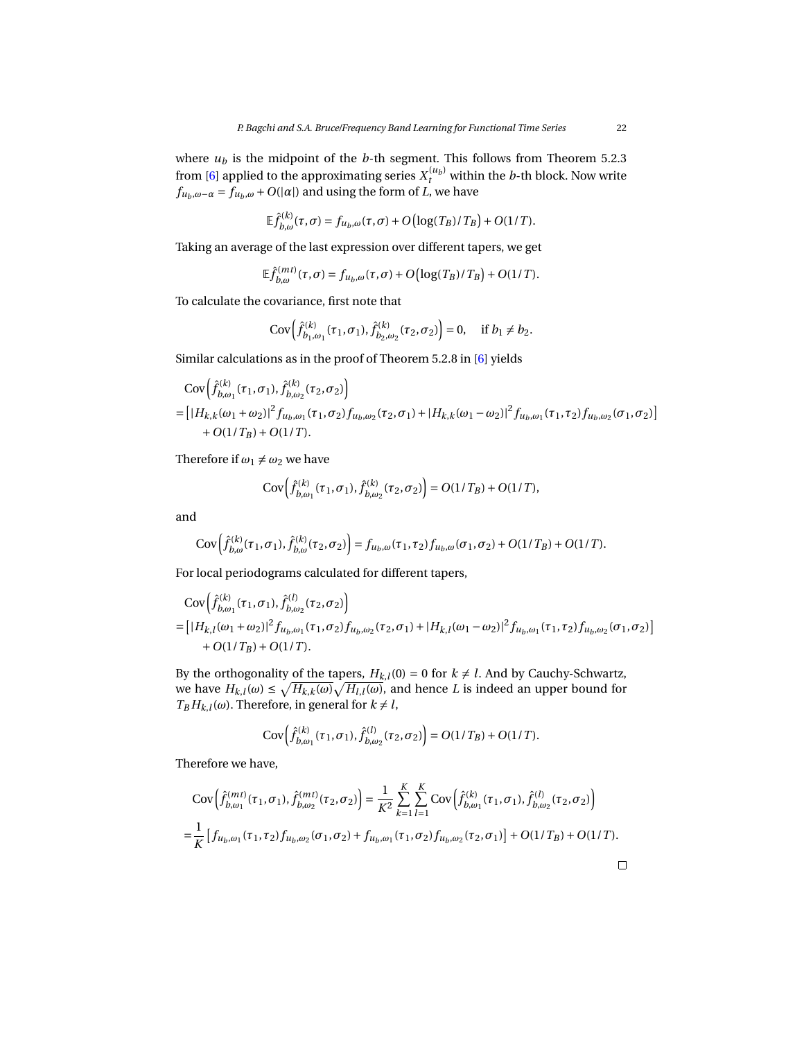where $u_b$ is the midpoint of the $b$-th segment. This follows from Theorem 5.2.3 from [6] applied to the approximating series $X_t^{(u_b)}$ within the $b$-th block. Now write $f_{u_b,\omega-\alpha} = f_{u_b,\omega} + O(|\alpha|)$ and using the form of $L$, we have

$$\mathbb{E}\hat{f}_{b,\omega}^{(k)}(\tau,\sigma) = f_{u_b,\omega}(\tau,\sigma) + O\big(\log(T_B)/T_B\big) + O(1/T).$$

Taking an average of the last expression over different tapers, we get

$$\mathbb{E}\hat{f}_{b,\omega}^{(mt)}(\tau,\sigma) = f_{u_b,\omega}(\tau,\sigma) + O\big(\log(T_B)/T_B\big) + O(1/T).$$

To calculate the covariance, first note that

$$\mathrm{Cov}\Big(\hat{f}_{b_1,\omega_1}^{(k)}(\tau_1,\sigma_1), \hat{f}_{b_2,\omega_2}^{(k)}(\tau_2,\sigma_2)\Big) = 0, \quad \text{if } b_1 \neq b_2.$$

Similar calculations as in the proof of Theorem 5.2.8 in [6] yields

$$\begin{aligned}
&\mathrm{Cov}\Big(\hat{f}_{b,\omega_1}^{(k)}(\tau_1,\sigma_1), \hat{f}_{b,\omega_2}^{(k)}(\tau_2,\sigma_2)\Big) \\
&= \big[|H_{k,k}(\omega_1+\omega_2)|^2 f_{u_b,\omega_1}(\tau_1,\sigma_2) f_{u_b,\omega_2}(\tau_2,\sigma_1) + |H_{k,k}(\omega_1-\omega_2)|^2 f_{u_b,\omega_1}(\tau_1,\tau_2) f_{u_b,\omega_2}(\sigma_1,\sigma_2)\big] \\
&\quad + O(1/T_B) + O(1/T).
\end{aligned}$$

Therefore if $\omega_1 \neq \omega_2$ we have

$$\mathrm{Cov}\Big(\hat{f}_{b,\omega_1}^{(k)}(\tau_1,\sigma_1), \hat{f}_{b,\omega_2}^{(k)}(\tau_2,\sigma_2)\Big) = O(1/T_B) + O(1/T),$$

and

$$\mathrm{Cov}\Big(\hat{f}_{b,\omega}^{(k)}(\tau_1,\sigma_1), \hat{f}_{b,\omega}^{(k)}(\tau_2,\sigma_2)\Big) = f_{u_b,\omega}(\tau_1,\tau_2) f_{u_b,\omega}(\sigma_1,\sigma_2) + O(1/T_B) + O(1/T).$$

For local periodograms calculated for different tapers,

$$\begin{aligned}
&\mathrm{Cov}\Big(\hat{f}_{b,\omega_1}^{(k)}(\tau_1,\sigma_1), \hat{f}_{b,\omega_2}^{(l)}(\tau_2,\sigma_2)\Big) \\
&= \big[|H_{k,l}(\omega_1+\omega_2)|^2 f_{u_b,\omega_1}(\tau_1,\sigma_2) f_{u_b,\omega_2}(\tau_2,\sigma_1) + |H_{k,l}(\omega_1-\omega_2)|^2 f_{u_b,\omega_1}(\tau_1,\tau_2) f_{u_b,\omega_2}(\sigma_1,\sigma_2)\big] \\
&\quad + O(1/T_B) + O(1/T).
\end{aligned}$$

By the orthogonality of the tapers, $H_{k,l}(0) = 0$ for $k \neq l$. And by Cauchy-Schwartz, we have $H_{k,l}(\omega) \leq \sqrt{H_{k,k}(\omega)}\sqrt{H_{l,l}(\omega)}$, and hence $L$ is indeed an upper bound for $T_B H_{k,l}(\omega)$. Therefore, in general for $k \neq l$,

$$\mathrm{Cov}\Big(\hat{f}_{b,\omega_1}^{(k)}(\tau_1,\sigma_1), \hat{f}_{b,\omega_2}^{(l)}(\tau_2,\sigma_2)\Big) = O(1/T_B) + O(1/T).$$

Therefore we have,

$$\begin{aligned}
&\mathrm{Cov}\Big(\hat{f}_{b,\omega_1}^{(mt)}(\tau_1,\sigma_1), \hat{f}_{b,\omega_2}^{(mt)}(\tau_2,\sigma_2)\Big) = \frac{1}{K^2}\sum_{k=1}^{K}\sum_{l=1}^{K} \mathrm{Cov}\Big(\hat{f}_{b,\omega_1}^{(k)}(\tau_1,\sigma_1), \hat{f}_{b,\omega_2}^{(l)}(\tau_2,\sigma_2)\Big) \\
&= \frac{1}{K}\big[f_{u_b,\omega_1}(\tau_1,\tau_2) f_{u_b,\omega_2}(\sigma_1,\sigma_2) + f_{u_b,\omega_1}(\tau_1,\sigma_2) f_{u_b,\omega_2}(\tau_2,\sigma_1)\big] + O(1/T_B) + O(1/T).
\end{aligned}$$

□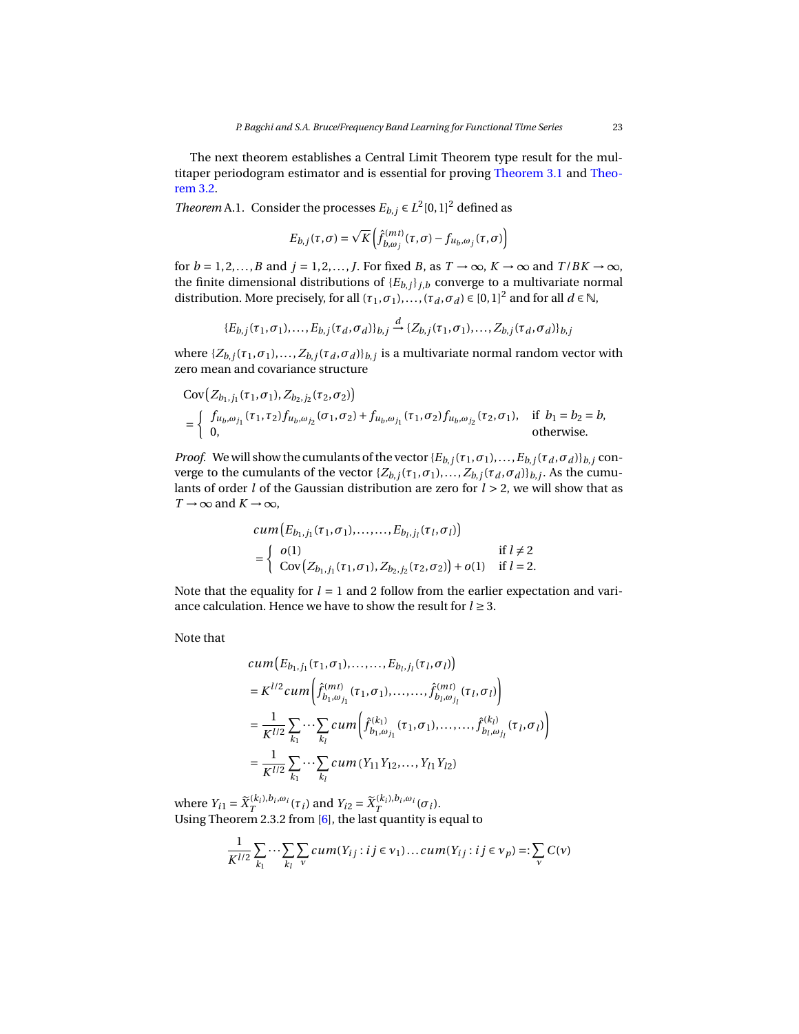The next theorem establishes a Central Limit Theorem type result for the multitaper periodogram estimator and is essential for proving Theorem 3.1 and Theorem 3.2.

*Theorem* A.1. Consider the processes $E_{b,j} \in L^2[0,1]^2$ defined as

$$E_{b,j}(\tau,\sigma) = \sqrt{K}\left(\hat{f}^{(mt)}_{b,\omega_j}(\tau,\sigma) - f_{u_b,\omega_j}(\tau,\sigma)\right)$$

for $b = 1,2,\ldots,B$ and $j = 1,2,\ldots,J$. For fixed $B$, as $T \to \infty$, $K \to \infty$ and $T/BK \to \infty$, the finite dimensional distributions of $\{E_{b,j}\}_{j,b}$ converge to a multivariate normal distribution. More precisely, for all $(\tau_1,\sigma_1),\ldots,(\tau_d,\sigma_d) \in [0,1]^2$ and for all $d \in \mathbb{N}$,

$$\{E_{b,j}(\tau_1,\sigma_1),\ldots,E_{b,j}(\tau_d,\sigma_d)\}_{b,j} \xrightarrow{d} \{Z_{b,j}(\tau_1,\sigma_1),\ldots,Z_{b,j}(\tau_d,\sigma_d)\}_{b,j}$$

where $\{Z_{b,j}(\tau_1,\sigma_1),\ldots,Z_{b,j}(\tau_d,\sigma_d)\}_{b,j}$ is a multivariate normal random vector with zero mean and covariance structure

$$\begin{aligned}
&\operatorname{Cov}\left(Z_{b_1,j_1}(\tau_1,\sigma_1), Z_{b_2,j_2}(\tau_2,\sigma_2)\right) \\
&= \begin{cases} f_{u_b,\omega_{j_1}}(\tau_1,\tau_2) f_{u_b,\omega_{j_2}}(\sigma_1,\sigma_2) + f_{u_b,\omega_{j_1}}(\tau_1,\sigma_2) f_{u_b,\omega_{j_2}}(\tau_2,\sigma_1), & \text{if } b_1 = b_2 = b, \\ 0, & \text{otherwise.} \end{cases}
\end{aligned}$$

*Proof.* We will show the cumulants of the vector $\{E_{b,j}(\tau_1,\sigma_1),\ldots,E_{b,j}(\tau_d,\sigma_d)\}_{b,j}$ converge to the cumulants of the vector $\{Z_{b,j}(\tau_1,\sigma_1),\ldots,Z_{b,j}(\tau_d,\sigma_d)\}_{b,j}$. As the cumulants of order $l$ of the Gaussian distribution are zero for $l > 2$, we will show that as $T \to \infty$ and $K \to \infty$,

$$\begin{aligned}
&cum\left(E_{b_1,j_1}(\tau_1,\sigma_1),\ldots,\ldots,E_{b_l,j_l}(\tau_l,\sigma_l)\right) \\
&= \begin{cases} o(1) & \text{if } l \neq 2 \\ \operatorname{Cov}\left(Z_{b_1,j_1}(\tau_1,\sigma_1), Z_{b_2,j_2}(\tau_2,\sigma_2)\right) + o(1) & \text{if } l = 2. \end{cases}
\end{aligned}$$

Note that the equality for $l = 1$ and 2 follow from the earlier expectation and variance calculation. Hence we have to show the result for $l \geq 3$.

Note that

$$\begin{aligned}
&cum\left(E_{b_1,j_1}(\tau_1,\sigma_1),\ldots,\ldots,E_{b_l,j_l}(\tau_l,\sigma_l)\right) \\
&= K^{l/2} cum\left(\hat{f}^{(mt)}_{b_1,\omega_{j_1}}(\tau_1,\sigma_1),\ldots,\ldots,\hat{f}^{(mt)}_{b_l,\omega_{j_l}}(\tau_l,\sigma_l)\right) \\
&= \frac{1}{K^{l/2}} \sum_{k_1} \cdots \sum_{k_l} cum\left(\hat{f}^{(k_1)}_{b_1,\omega_{j_1}}(\tau_1,\sigma_1),\ldots,\ldots,\hat{f}^{(k_l)}_{b_l,\omega_{j_l}}(\tau_l,\sigma_l)\right) \\
&= \frac{1}{K^{l/2}} \sum_{k_1} \cdots \sum_{k_l} cum\left(Y_{11}Y_{12},\ldots,Y_{l1}Y_{l2}\right)
\end{aligned}$$

where $Y_{i1} = \widetilde{X}^{(k_i),b_i,\omega_i}_T(\tau_i)$ and $Y_{i2} = \widetilde{X}^{(k_i),b_i,\omega_i}_T(\sigma_i)$.
Using Theorem 2.3.2 from [6], the last quantity is equal to

$$\frac{1}{K^{l/2}} \sum_{k_1} \cdots \sum_{k_l} \sum_{\nu} cum(Y_{ij} : ij \in \nu_1) \ldots cum(Y_{ij} : ij \in \nu_p) =: \sum_{\nu} C(\nu)$$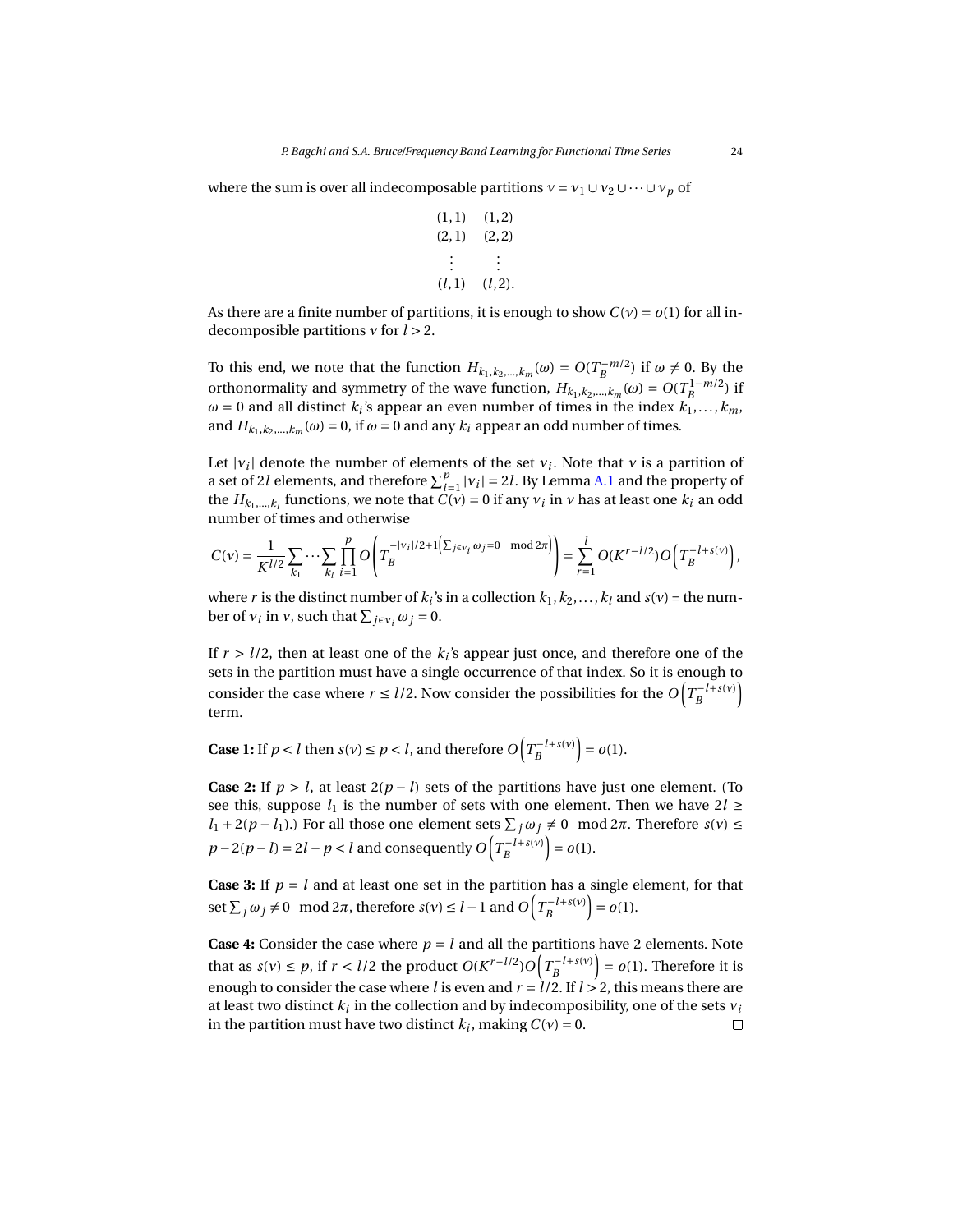where the sum is over all indecomposable partitions $\nu = \nu_1 \cup \nu_2 \cup \cdots \cup \nu_p$ of

$$
\begin{array}{cc}
(1,1) & (1,2) \\
(2,1) & (2,2) \\
\vdots & \vdots \\
(l,1) & (l,2).
\end{array}
$$

As there are a finite number of partitions, it is enough to show $C(\nu) = o(1)$ for all indecomposible partitions $\nu$ for $l > 2$.

To this end, we note that the function $H_{k_1,k_2,\ldots,k_m}(\omega) = O(T_B^{-m/2})$ if $\omega \neq 0$. By the orthonormality and symmetry of the wave function, $H_{k_1,k_2,\ldots,k_m}(\omega) = O(T_B^{1-m/2})$ if $\omega = 0$ and all distinct $k_i$'s appear an even number of times in the index $k_1,\ldots,k_m$, and $H_{k_1,k_2,\ldots,k_m}(\omega) = 0$, if $\omega = 0$ and any $k_i$ appear an odd number of times.

Let $|\nu_i|$ denote the number of elements of the set $\nu_i$. Note that $\nu$ is a partition of a set of $2l$ elements, and therefore $\sum_{i=1}^{p} |\nu_i| = 2l$. By Lemma A.1 and the property of the $H_{k_1,\ldots,k_l}$ functions, we note that $C(\nu) = 0$ if any $\nu_i$ in $\nu$ has at least one $k_i$ an odd number of times and otherwise

$$
C(\nu) = \frac{1}{K^{l/2}} \sum_{k_1} \cdots \sum_{k_l} \prod_{i=1}^{p} O\left(T_B^{-|\nu_i|/2 + 1\left(\sum_{j\in\nu_i}\omega_j = 0 \mod 2\pi\right)}\right) = \sum_{r=1}^{l} O(K^{r-l/2}) O\left(T_B^{-l+s(\nu)}\right),
$$

where $r$ is the distinct number of $k_i$'s in a collection $k_1, k_2, \ldots, k_l$ and $s(\nu)$ = the number of $\nu_i$ in $\nu$, such that $\sum_{j\in\nu_i}\omega_j = 0$.

If $r > l/2$, then at least one of the $k_i$'s appear just once, and therefore one of the sets in the partition must have a single occurrence of that index. So it is enough to consider the case where $r \leq l/2$. Now consider the possibilities for the $O\left(T_B^{-l+s(\nu)}\right)$ term.

**Case 1:** If $p < l$ then $s(\nu) \leq p < l$, and therefore $O\left(T_B^{-l+s(\nu)}\right) = o(1)$.

**Case 2:** If $p > l$, at least $2(p-l)$ sets of the partitions have just one element. (To see this, suppose $l_1$ is the number of sets with one element. Then we have $2l \geq l_1 + 2(p - l_1)$.) For all those one element sets $\sum_j \omega_j \neq 0 \mod 2\pi$. Therefore $s(\nu) \leq p - 2(p-l) = 2l - p < l$ and consequently $O\left(T_B^{-l+s(\nu)}\right) = o(1)$.

**Case 3:** If $p = l$ and at least one set in the partition has a single element, for that set $\sum_j \omega_j \neq 0 \mod 2\pi$, therefore $s(\nu) \leq l-1$ and $O\left(T_B^{-l+s(\nu)}\right) = o(1)$.

**Case 4:** Consider the case where $p = l$ and all the partitions have 2 elements. Note that as $s(\nu) \leq p$, if $r < l/2$ the product $O(K^{r-l/2})O\left(T_B^{-l+s(\nu)}\right) = o(1)$. Therefore it is enough to consider the case where $l$ is even and $r = l/2$. If $l > 2$, this means there are at least two distinct $k_i$ in the collection and by indecomposibility, one of the sets $\nu_i$ in the partition must have two distinct $k_i$, making $C(\nu) = 0$. □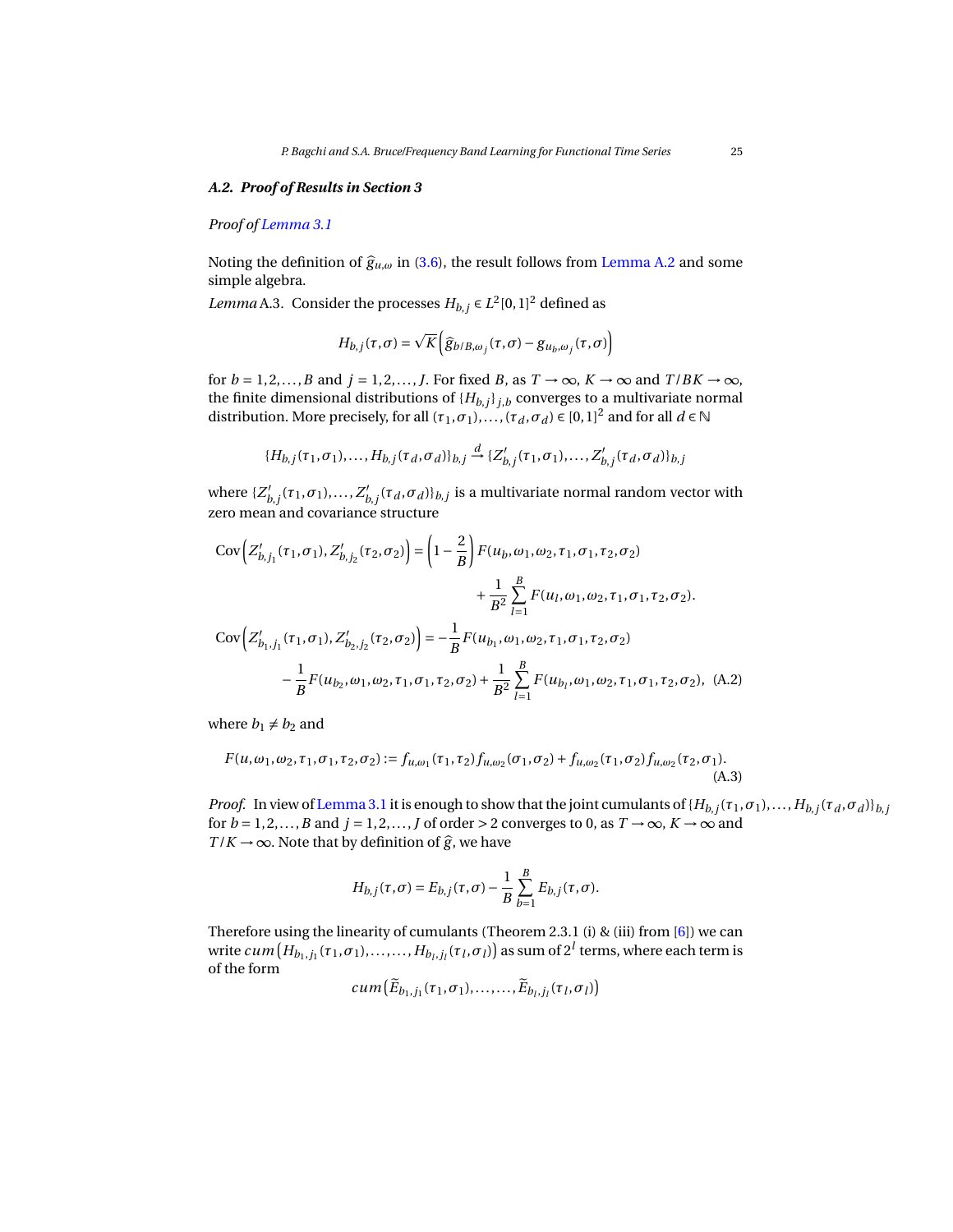### A.2. Proof of Results in Section 3

*Proof of Lemma 3.1*

Noting the definition of $\widehat{g}_{u,\omega}$ in (3.6), the result follows from Lemma A.2 and some simple algebra.

*Lemma* A.3. Consider the processes $H_{b,j} \in L^2[0,1]^2$ defined as

$$H_{b,j}(\tau,\sigma) = \sqrt{K}\left(\widehat{g}_{b/B,\omega_j}(\tau,\sigma) - g_{u_b,\omega_j}(\tau,\sigma)\right)$$

for $b = 1,2,\ldots,B$ and $j = 1,2,\ldots,J$. For fixed $B$, as $T \to \infty$, $K \to \infty$ and $T/BK \to \infty$, the finite dimensional distributions of $\{H_{b,j}\}_{j,b}$ converges to a multivariate normal distribution. More precisely, for all $(\tau_1,\sigma_1),\ldots,(\tau_d,\sigma_d) \in [0,1]^2$ and for all $d \in \mathbb{N}$

$$\{H_{b,j}(\tau_1,\sigma_1),\ldots,H_{b,j}(\tau_d,\sigma_d)\}_{b,j} \xrightarrow{d} \{Z'_{b,j}(\tau_1,\sigma_1),\ldots,Z'_{b,j}(\tau_d,\sigma_d)\}_{b,j}$$

where $\{Z'_{b,j}(\tau_1,\sigma_1),\ldots,Z'_{b,j}(\tau_d,\sigma_d)\}_{b,j}$ is a multivariate normal random vector with zero mean and covariance structure

$$\begin{aligned}
\mathrm{Cov}\left(Z'_{b,j_1}(\tau_1,\sigma_1), Z'_{b,j_2}(\tau_2,\sigma_2)\right) &= \left(1-\frac{2}{B}\right)F(u_b,\omega_1,\omega_2,\tau_1,\sigma_1,\tau_2,\sigma_2)\\
&\qquad + \frac{1}{B^2}\sum_{l=1}^{B}F(u_l,\omega_1,\omega_2,\tau_1,\sigma_1,\tau_2,\sigma_2).\\
\mathrm{Cov}\left(Z'_{b_1,j_1}(\tau_1,\sigma_1), Z'_{b_2,j_2}(\tau_2,\sigma_2)\right) &= -\frac{1}{B}F(u_{b_1},\omega_1,\omega_2,\tau_1,\sigma_1,\tau_2,\sigma_2)\\
&\quad -\frac{1}{B}F(u_{b_2},\omega_1,\omega_2,\tau_1,\sigma_1,\tau_2,\sigma_2) + \frac{1}{B^2}\sum_{l=1}^{B}F(u_{b_l},\omega_1,\omega_2,\tau_1,\sigma_1,\tau_2,\sigma_2), \quad \text{(A.2)}
\end{aligned}$$

where $b_1 \neq b_2$ and

$$F(u,\omega_1,\omega_2,\tau_1,\sigma_1,\tau_2,\sigma_2) := f_{u,\omega_1}(\tau_1,\tau_2)f_{u,\omega_2}(\sigma_1,\sigma_2) + f_{u,\omega_2}(\tau_1,\sigma_2)f_{u,\omega_2}(\tau_2,\sigma_1). \tag{A.3}$$

*Proof.* In view of Lemma 3.1 it is enough to show that the joint cumulants of $\{H_{b,j}(\tau_1,\sigma_1),\ldots,H_{b,j}(\tau_d,\sigma_d)\}_{b,j}$ for $b = 1,2,\ldots,B$ and $j = 1,2,\ldots,J$ of order $> 2$ converges to 0, as $T \to \infty$, $K \to \infty$ and $T/K \to \infty$. Note that by definition of $\widehat{g}$, we have

$$H_{b,j}(\tau,\sigma) = E_{b,j}(\tau,\sigma) - \frac{1}{B}\sum_{b=1}^{B}E_{b,j}(\tau,\sigma).$$

Therefore using the linearity of cumulants (Theorem 2.3.1 (i) & (iii) from [6]) we can write $cum\left(H_{b_1,j_1}(\tau_1,\sigma_1),\ldots,\ldots,H_{b_l,j_l}(\tau_l,\sigma_l)\right)$ as sum of $2^l$ terms, where each term is of the form

$$cum\left(\widetilde{E}_{b_1,j_1}(\tau_1,\sigma_1),\ldots,\ldots,\widetilde{E}_{b_l,j_l}(\tau_l,\sigma_l)\right)$$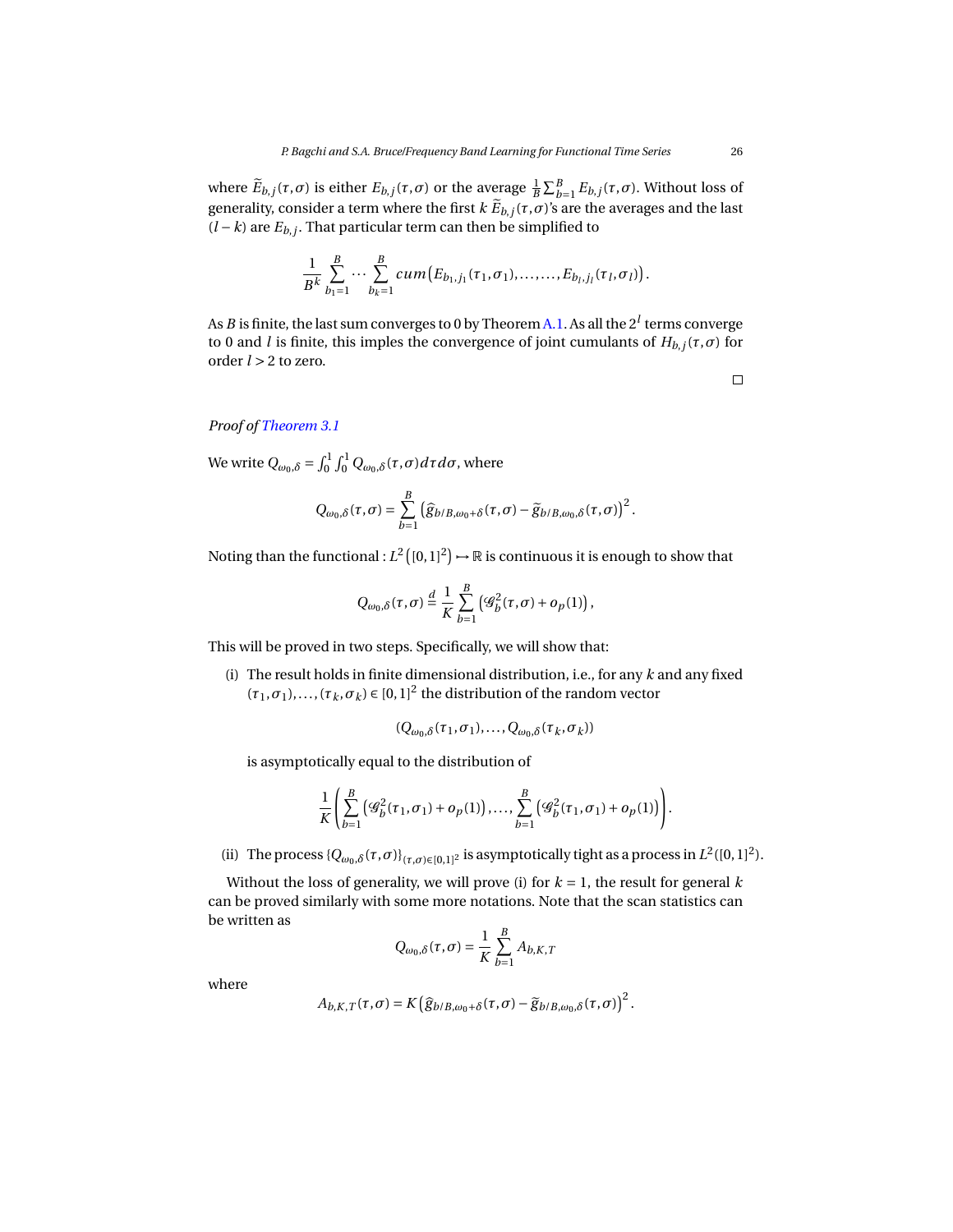where $\widetilde{E}_{b,j}(\tau,\sigma)$ is either $E_{b,j}(\tau,\sigma)$ or the average $\frac{1}{B}\sum_{b=1}^{B} E_{b,j}(\tau,\sigma)$. Without loss of generality, consider a term where the first $k$ $\widetilde{E}_{b,j}(\tau,\sigma)$'s are the averages and the last $(l-k)$ are $E_{b,j}$. That particular term can then be simplified to

$$\frac{1}{B^k}\sum_{b_1=1}^{B}\cdots\sum_{b_k=1}^{B} cum\big(E_{b_1,j_1}(\tau_1,\sigma_1),\ldots,\ldots,E_{b_l,j_l}(\tau_l,\sigma_l)\big).$$

As $B$ is finite, the last sum converges to 0 by Theorem A.1. As all the $2^l$ terms converge to 0 and $l$ is finite, this imples the convergence of joint cumulants of $H_{b,j}(\tau,\sigma)$ for order $l>2$ to zero.

□

*Proof of Theorem 3.1*

We write $Q_{\omega_0,\delta} = \int_0^1\int_0^1 Q_{\omega_0,\delta}(\tau,\sigma)d\tau d\sigma$, where

$$Q_{\omega_0,\delta}(\tau,\sigma) = \sum_{b=1}^{B}\left(\widehat{g}_{b/B,\omega_0+\delta}(\tau,\sigma) - \widetilde{g}_{b/B,\omega_0,\delta}(\tau,\sigma)\right)^2.$$

Noting than the functional : $L^2\left([0,1]^2\right)\mapsto\mathbb{R}$ is continuous it is enough to show that

$$Q_{\omega_0,\delta}(\tau,\sigma) \overset{d}{=} \frac{1}{K}\sum_{b=1}^{B}\left(\mathscr{G}_b^2(\tau,\sigma)+o_p(1)\right),$$

This will be proved in two steps. Specifically, we will show that:

(i) The result holds in finite dimensional distribution, i.e., for any $k$ and any fixed $(\tau_1,\sigma_1),\ldots,(\tau_k,\sigma_k)\in[0,1]^2$ the distribution of the random vector

$$(Q_{\omega_0,\delta}(\tau_1,\sigma_1),\ldots,Q_{\omega_0,\delta}(\tau_k,\sigma_k))$$

is asymptotically equal to the distribution of

$$\frac{1}{K}\left(\sum_{b=1}^{B}\left(\mathscr{G}_b^2(\tau_1,\sigma_1)+o_p(1)\right),\ldots,\sum_{b=1}^{B}\left(\mathscr{G}_b^2(\tau_1,\sigma_1)+o_p(1)\right)\right).$$

(ii) The process $\{Q_{\omega_0,\delta}(\tau,\sigma)\}_{(\tau,\sigma)\in[0,1]^2}$ is asymptotically tight as a process in $L^2([0,1]^2)$.

Without the loss of generality, we will prove (i) for $k=1$, the result for general $k$ can be proved similarly with some more notations. Note that the scan statistics can be written as

$$Q_{\omega_0,\delta}(\tau,\sigma) = \frac{1}{K}\sum_{b=1}^{B} A_{b,K,T}$$

where

$$A_{b,K,T}(\tau,\sigma) = K\left(\widehat{g}_{b/B,\omega_0+\delta}(\tau,\sigma) - \widetilde{g}_{b/B,\omega_0,\delta}(\tau,\sigma)\right)^2.$$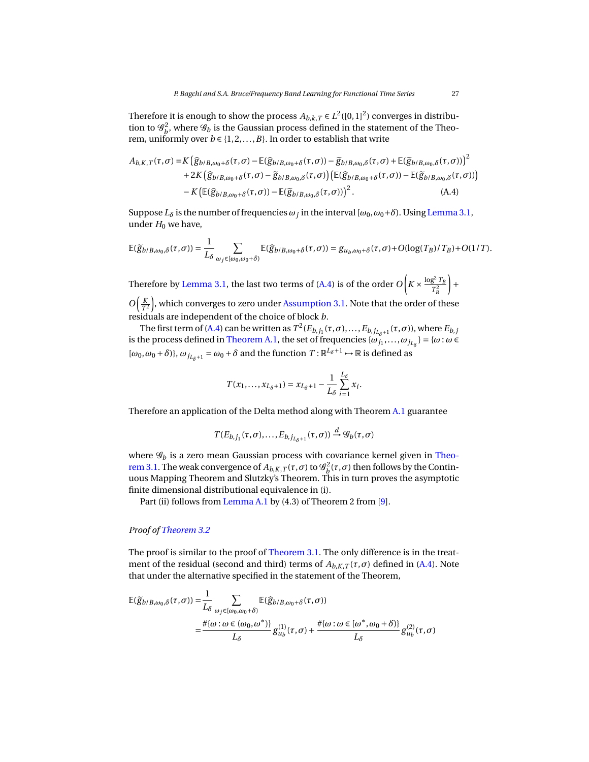Therefore it is enough to show the process $A_{b,k,T} \in L^2([0,1]^2)$ converges in distribution to $\mathscr{G}_b^2$, where $\mathscr{G}_b$ is the Gaussian process defined in the statement of the Theorem, uniformly over $b \in \{1,2,\ldots,B\}$. In order to establish that write

$$
\begin{aligned}
A_{b,K,T}(\tau,\sigma) =& K\left(\widehat{g}_{b/B,\omega_0+\delta}(\tau,\sigma) - \mathbb{E}(\widehat{g}_{b/B,\omega_0+\delta}(\tau,\sigma)) - \widetilde{g}_{b/B,\omega_0,\delta}(\tau,\sigma) + \mathbb{E}(\widetilde{g}_{b/B,\omega_0,\delta}(\tau,\sigma))\right)^2 \\
&+ 2K\left(\widehat{g}_{b/B,\omega_0+\delta}(\tau,\sigma) - \widetilde{g}_{b/B,\omega_0,\delta}(\tau,\sigma)\right)\left(\mathbb{E}(\widehat{g}_{b/B,\omega_0+\delta}(\tau,\sigma)) - \mathbb{E}(\widetilde{g}_{b/B,\omega_0,\delta}(\tau,\sigma))\right) \\
&- K\left(\mathbb{E}(\widehat{g}_{b/B,\omega_0+\delta}(\tau,\sigma)) - \mathbb{E}(\widetilde{g}_{b/B,\omega_0,\delta}(\tau,\sigma))\right)^2. \qquad \text{(A.4)}
\end{aligned}
$$

Suppose $L_\delta$ is the number of frequencies $\omega_j$ in the interval $[\omega_0, \omega_0+\delta)$. Using Lemma 3.1, under $H_0$ we have,

$$
\mathbb{E}(\widetilde{g}_{b/B,\omega_0,\delta}(\tau,\sigma)) = \frac{1}{L_\delta}\sum_{\omega_j \in [\omega_0,\omega_0+\delta)} \mathbb{E}(\widehat{g}_{b/B,\omega_0+\delta}(\tau,\sigma)) = g_{u_b,\omega_0+\delta}(\tau,\sigma) + O(\log(T_B)/T_B) + O(1/T).
$$

Therefore by Lemma 3.1, the last two terms of (A.4) is of the order $O\left(K \times \frac{\log^2 T_B}{T_B^2}\right) + O\left(\frac{K}{T^2}\right)$, which converges to zero under Assumption 3.1. Note that the order of these residuals are independent of the choice of block $b$.

The first term of (A.4) can be written as $T^2(E_{b,j_1}(\tau,\sigma),\ldots,E_{b,j_{L_\delta+1}}(\tau,\sigma))$, where $E_{b,j}$ is the process defined in Theorem A.1, the set of frequencies $\{\omega_{j_1},\ldots,\omega_{j_{L_\delta}}\} = \{\omega : \omega \in [\omega_0, \omega_0+\delta)\}$, $\omega_{j_{L_\delta+1}} = \omega_0 + \delta$ and the function $T : \mathbb{R}^{L_\delta+1} \mapsto \mathbb{R}$ is defined as

$$
T(x_1,\ldots,x_{L_\delta+1}) = x_{L_\delta+1} - \frac{1}{L_\delta}\sum_{i=1}^{L_\delta} x_i.
$$

Therefore an application of the Delta method along with Theorem A.1 guarantee

$$
T(E_{b,j_1}(\tau,\sigma),\ldots,E_{b,j_{L_\delta+1}}(\tau,\sigma)) \xrightarrow{d} \mathscr{G}_b(\tau,\sigma)
$$

where $\mathscr{G}_b$ is a zero mean Gaussian process with covariance kernel given in Theorem 3.1. The weak convergence of $A_{b,K,T}(\tau,\sigma)$ to $\mathscr{G}_b^2(\tau,\sigma)$ then follows by the Continuous Mapping Theorem and Slutzky's Theorem. This in turn proves the asymptotic finite dimensional distributional equivalence in (i).

Part (ii) follows from Lemma A.1 by (4.3) of Theorem 2 from [9].

*Proof of Theorem 3.2*

The proof is similar to the proof of Theorem 3.1. The only difference is in the treatment of the residual (second and third) terms of $A_{b,K,T}(\tau,\sigma)$ defined in (A.4). Note that under the alternative specified in the statement of the Theorem,

$$
\begin{aligned}
\mathbb{E}(\widetilde{g}_{b/B,\omega_0,\delta}(\tau,\sigma)) =& \frac{1}{L_\delta}\sum_{\omega_j \in [\omega_0,\omega_0+\delta)} \mathbb{E}(\widehat{g}_{b/B,\omega_0+\delta}(\tau,\sigma)) \\
=& \frac{\#\{\omega : \omega \in (\omega_0,\omega^*)\}}{L_\delta} g^{(1)}_{u_b}(\tau,\sigma) + \frac{\#\{\omega : \omega \in [\omega^*,\omega_0+\delta)\}}{L_\delta} g^{(2)}_{u_b}(\tau,\sigma)
\end{aligned}
$$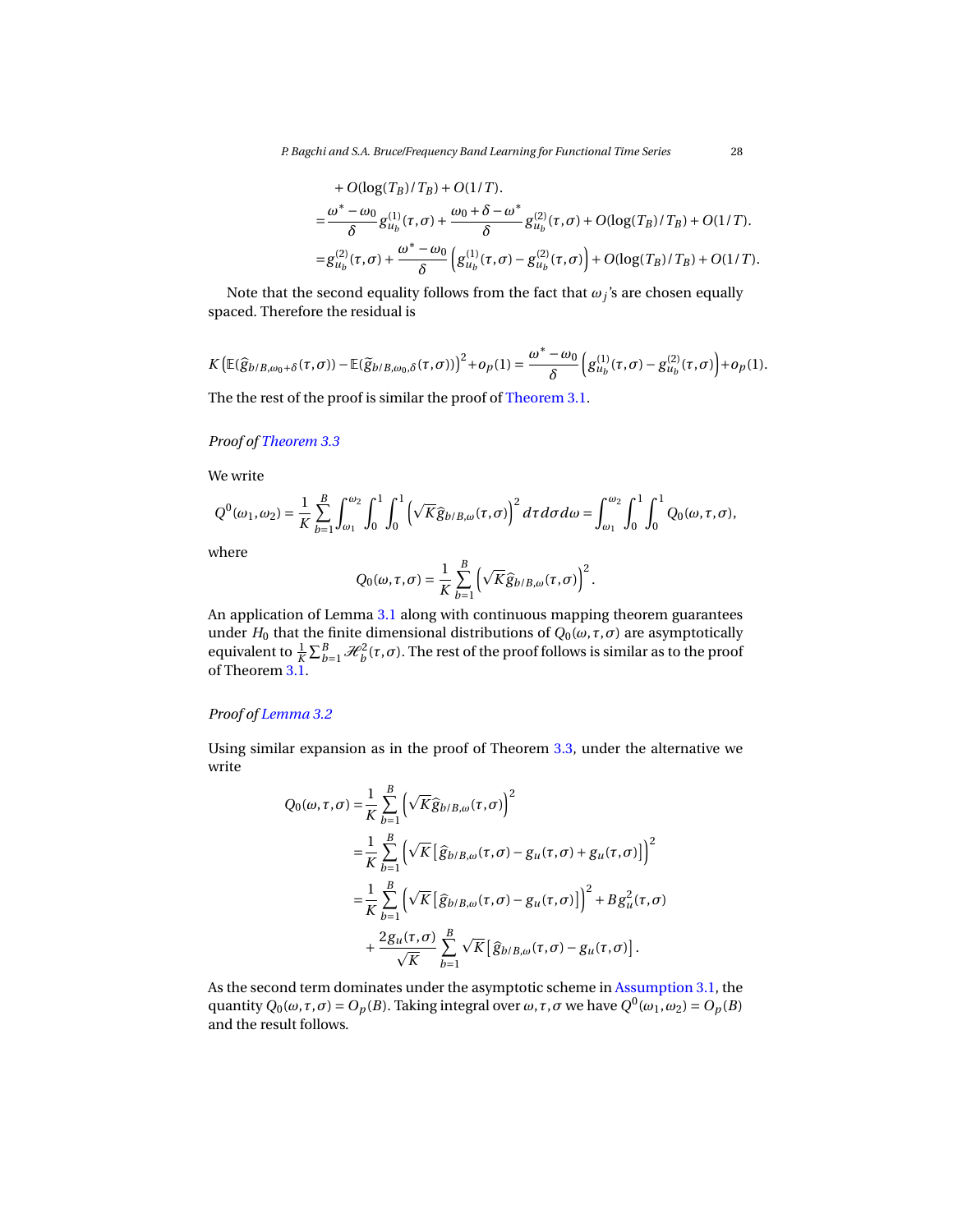$$
\begin{aligned}
&+O(\log(T_B)/T_B)+O(1/T).\\
=&\frac{\omega^*-\omega_0}{\delta}g^{(1)}_{u_b}(\tau,\sigma)+\frac{\omega_0+\delta-\omega^*}{\delta}g^{(2)}_{u_b}(\tau,\sigma)+O(\log(T_B)/T_B)+O(1/T).\\
=&g^{(2)}_{u_b}(\tau,\sigma)+\frac{\omega^*-\omega_0}{\delta}\left(g^{(1)}_{u_b}(\tau,\sigma)-g^{(2)}_{u_b}(\tau,\sigma)\right)+O(\log(T_B)/T_B)+O(1/T).
\end{aligned}
$$

Note that the second equality follows from the fact that $\omega_j$'s are chosen equally spaced. Therefore the residual is

$$
K\left(\mathbb{E}(\widehat{g}_{b/B,\omega_0+\delta}(\tau,\sigma))-\mathbb{E}(\widetilde{g}_{b/B,\omega_0,\delta}(\tau,\sigma))\right)^2+o_P(1)=\frac{\omega^*-\omega_0}{\delta}\left(g^{(1)}_{u_b}(\tau,\sigma)-g^{(2)}_{u_b}(\tau,\sigma)\right)+o_P(1).
$$

The the rest of the proof is similar the proof of Theorem 3.1.

*Proof of Theorem 3.3*

We write

$$
Q^0(\omega_1,\omega_2)=\frac{1}{K}\sum_{b=1}^{B}\int_{\omega_1}^{\omega_2}\int_0^1\int_0^1\left(\sqrt{K}\widehat{g}_{b/B,\omega}(\tau,\sigma)\right)^2d\tau d\sigma d\omega=\int_{\omega_1}^{\omega_2}\int_0^1\int_0^1 Q_0(\omega,\tau,\sigma),
$$

where

$$
Q_0(\omega,\tau,\sigma)=\frac{1}{K}\sum_{b=1}^{B}\left(\sqrt{K}\widehat{g}_{b/B,\omega}(\tau,\sigma)\right)^2.
$$

An application of Lemma 3.1 along with continuous mapping theorem guarantees under $H_0$ that the finite dimensional distributions of $Q_0(\omega,\tau,\sigma)$ are asymptotically equivalent to $\frac{1}{K}\sum_{b=1}^{B}\mathscr{H}_b^2(\tau,\sigma)$. The rest of the proof follows is similar as to the proof of Theorem 3.1.

*Proof of Lemma 3.2*

Using similar expansion as in the proof of Theorem 3.3, under the alternative we write

$$
\begin{aligned}
Q_0(\omega,\tau,\sigma)=&\frac{1}{K}\sum_{b=1}^{B}\left(\sqrt{K}\widehat{g}_{b/B,\omega}(\tau,\sigma)\right)^2\\
=&\frac{1}{K}\sum_{b=1}^{B}\left(\sqrt{K}\left[\widehat{g}_{b/B,\omega}(\tau,\sigma)-g_u(\tau,\sigma)+g_u(\tau,\sigma)\right]\right)^2\\
=&\frac{1}{K}\sum_{b=1}^{B}\left(\sqrt{K}\left[\widehat{g}_{b/B,\omega}(\tau,\sigma)-g_u(\tau,\sigma)\right]\right)^2+Bg_u^2(\tau,\sigma)\\
&+\frac{2g_u(\tau,\sigma)}{\sqrt{K}}\sum_{b=1}^{B}\sqrt{K}\left[\widehat{g}_{b/B,\omega}(\tau,\sigma)-g_u(\tau,\sigma)\right].
\end{aligned}
$$

As the second term dominates under the asymptotic scheme in Assumption 3.1, the quantity $Q_0(\omega,\tau,\sigma)=O_p(B)$. Taking integral over $\omega,\tau,\sigma$ we have $Q^0(\omega_1,\omega_2)=O_p(B)$ and the result follows.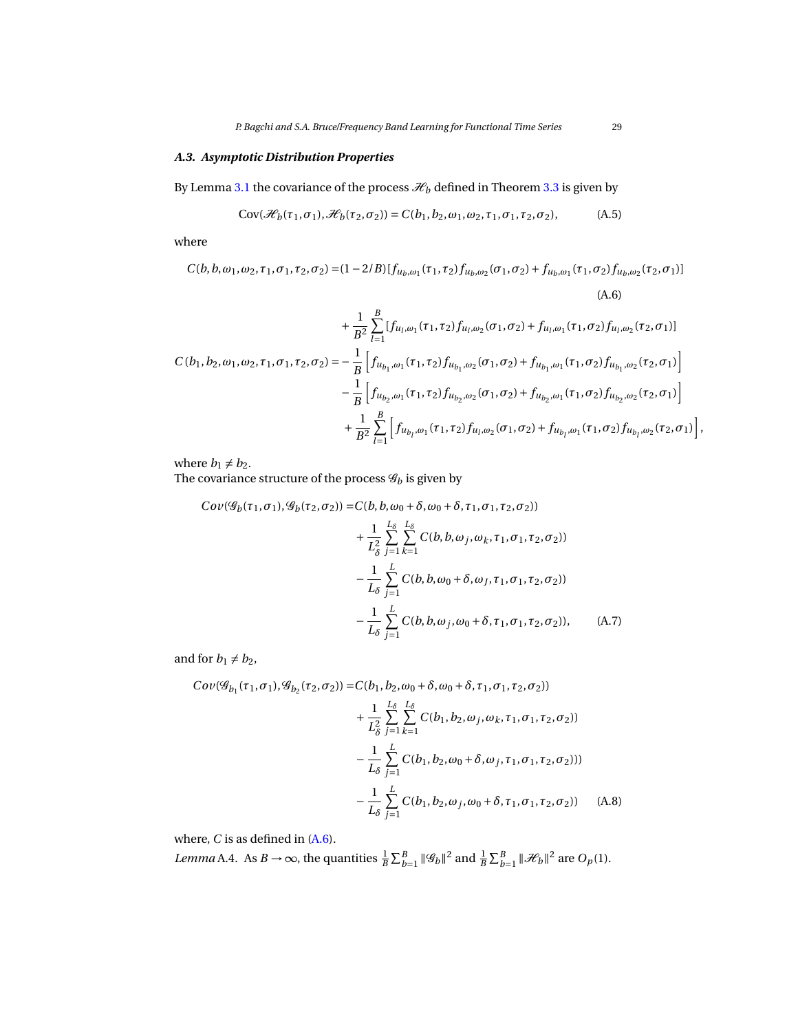### A.3. Asymptotic Distribution Properties

By Lemma 3.1 the covariance of the process $\mathscr{H}_b$ defined in Theorem 3.3 is given by

$$\mathrm{Cov}(\mathscr{H}_b(\tau_1,\sigma_1),\mathscr{H}_b(\tau_2,\sigma_2)) = C(b_1,b_2,\omega_1,\omega_2,\tau_1,\sigma_1,\tau_2,\sigma_2), \tag{A.5}$$

where

$$\begin{aligned}
C(b,b,\omega_1,\omega_2,\tau_1,\sigma_1,\tau_2,\sigma_2) =& (1-2/B)[f_{u_b,\omega_1}(\tau_1,\tau_2)f_{u_b,\omega_2}(\sigma_1,\sigma_2)+f_{u_b,\omega_1}(\tau_1,\sigma_2)f_{u_b,\omega_2}(\tau_2,\sigma_1)] \\
&+\frac{1}{B^2}\sum_{l=1}^{B}[f_{u_l,\omega_1}(\tau_1,\tau_2)f_{u_l,\omega_2}(\sigma_1,\sigma_2)+f_{u_l,\omega_1}(\tau_1,\sigma_2)f_{u_l,\omega_2}(\tau_2,\sigma_1)]
\end{aligned} \tag{A.6}$$

$$\begin{aligned}
C(b_1,b_2,\omega_1,\omega_2,\tau_1,\sigma_1,\tau_2,\sigma_2) =& -\frac{1}{B}\left[f_{u_{b_1},\omega_1}(\tau_1,\tau_2)f_{u_{b_1},\omega_2}(\sigma_1,\sigma_2)+f_{u_{b_1},\omega_1}(\tau_1,\sigma_2)f_{u_{b_1},\omega_2}(\tau_2,\sigma_1)\right] \\
&-\frac{1}{B}\left[f_{u_{b_2},\omega_1}(\tau_1,\tau_2)f_{u_{b_2},\omega_2}(\sigma_1,\sigma_2)+f_{u_{b_2},\omega_1}(\tau_1,\sigma_2)f_{u_{b_2},\omega_2}(\tau_2,\sigma_1)\right] \\
&+\frac{1}{B^2}\sum_{l=1}^{B}\left[f_{u_{b_l},\omega_1}(\tau_1,\tau_2)f_{u_l,\omega_2}(\sigma_1,\sigma_2)+f_{u_{b_l},\omega_1}(\tau_1,\sigma_2)f_{u_{b_l},\omega_2}(\tau_2,\sigma_1)\right],
\end{aligned}$$

where $b_1 \neq b_2$.
The covariance structure of the process $\mathscr{G}_b$ is given by

$$\begin{aligned}
Cov(\mathscr{G}_b(\tau_1,\sigma_1),\mathscr{G}_b(\tau_2,\sigma_2)) =& C(b,b,\omega_0+\delta,\omega_0+\delta,\tau_1,\sigma_1,\tau_2,\sigma_2)) \\
&+\frac{1}{L_\delta^2}\sum_{j=1}^{L_\delta}\sum_{k=1}^{L_\delta}C(b,b,\omega_j,\omega_k,\tau_1,\sigma_1,\tau_2,\sigma_2)) \\
&-\frac{1}{L_\delta}\sum_{j=1}^{L}C(b,b,\omega_0+\delta,\omega_J,\tau_1,\sigma_1,\tau_2,\sigma_2)) \\
&-\frac{1}{L_\delta}\sum_{j=1}^{L}C(b,b,\omega_j,\omega_0+\delta,\tau_1,\sigma_1,\tau_2,\sigma_2)),
\end{aligned} \tag{A.7}$$

and for $b_1 \neq b_2$,

$$\begin{aligned}
Cov(\mathscr{G}_{b_1}(\tau_1,\sigma_1),\mathscr{G}_{b_2}(\tau_2,\sigma_2)) =& C(b_1,b_2,\omega_0+\delta,\omega_0+\delta,\tau_1,\sigma_1,\tau_2,\sigma_2)) \\
&+\frac{1}{L_\delta^2}\sum_{j=1}^{L_\delta}\sum_{k=1}^{L_\delta}C(b_1,b_2,\omega_j,\omega_k,\tau_1,\sigma_1,\tau_2,\sigma_2)) \\
&-\frac{1}{L_\delta}\sum_{j=1}^{L}C(b_1,b_2,\omega_0+\delta,\omega_j,\tau_1,\sigma_1,\tau_2,\sigma_2))) \\
&-\frac{1}{L_\delta}\sum_{j=1}^{L}C(b_1,b_2,\omega_j,\omega_0+\delta,\tau_1,\sigma_1,\tau_2,\sigma_2))
\end{aligned} \tag{A.8}$$

where, $C$ is as defined in (A.6).
*Lemma* A.4. As $B\to\infty$, the quantities $\frac{1}{B}\sum_{b=1}^{B}\|\mathscr{G}_b\|^2$ and $\frac{1}{B}\sum_{b=1}^{B}\|\mathscr{H}_b\|^2$ are $O_p(1)$.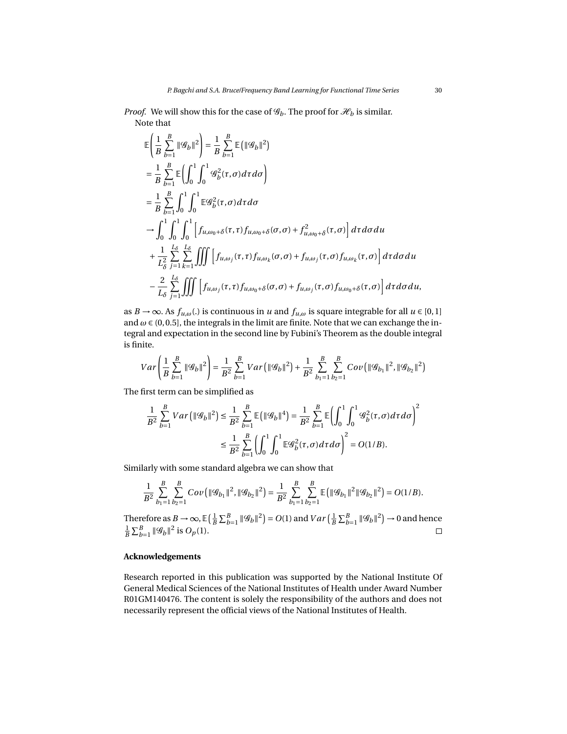*Proof.* We will show this for the case of $\mathscr{G}_b$. The proof for $\mathscr{H}_b$ is similar.

Note that

$$
\begin{aligned}
&\mathbb{E}\left(\frac{1}{B}\sum_{b=1}^{B}\|\mathscr{G}_b\|^2\right) = \frac{1}{B}\sum_{b=1}^{B}\mathbb{E}\left(\|\mathscr{G}_b\|^2\right) \\
&= \frac{1}{B}\sum_{b=1}^{B}\mathbb{E}\left(\int_0^1\int_0^1 \mathscr{G}_b^2(\tau,\sigma)d\tau d\sigma\right) \\
&= \frac{1}{B}\sum_{b=1}^{B}\int_0^1\int_0^1 \mathbb{E}\mathscr{G}_b^2(\tau,\sigma)d\tau d\sigma \\
&\to \int_0^1\int_0^1\int_0^1 \left[f_{u,\omega_0+\delta}(\tau,\tau)f_{u,\omega_0+\delta}(\sigma,\sigma) + f^2_{u,\omega_0+\delta}(\tau,\sigma)\right]d\tau d\sigma du \\
&\quad + \frac{1}{L_\delta^2}\sum_{j=1}^{L_\delta}\sum_{k=1}^{L_\delta}\iiint \left[f_{u,\omega_j}(\tau,\tau)f_{u,\omega_k}(\sigma,\sigma) + f_{u,\omega_j}(\tau,\sigma)f_{u,\omega_k}(\tau,\sigma)\right]d\tau d\sigma du \\
&\quad - \frac{2}{L_\delta}\sum_{j=1}^{L_\delta}\iiint \left[f_{u,\omega_j}(\tau,\tau)f_{u,\omega_0+\delta}(\sigma,\sigma) + f_{u,\omega_j}(\tau,\sigma)f_{u,\omega_0+\delta}(\tau,\sigma)\right]d\tau d\sigma du,
\end{aligned}
$$

as $B\to\infty$. As $f_{u,\omega}(.)$ is continuous in $u$ and $f_{u,\omega}$ is square integrable for all $u\in[0,1]$ and $\omega\in(0,0.5]$, the integrals in the limit are finite. Note that we can exchange the integral and expectation in the second line by Fubini's Theorem as the double integral is finite.

$$
Var\left(\frac{1}{B}\sum_{b=1}^{B}\|\mathscr{G}_b\|^2\right) = \frac{1}{B^2}\sum_{b=1}^{B}Var\left(\|\mathscr{G}_b\|^2\right) + \frac{1}{B^2}\sum_{b_1=1}^{B}\sum_{b_2=1}^{B}Cov\left(\|\mathscr{G}_{b_1}\|^2,\|\mathscr{G}_{b_2}\|^2\right)
$$

The first term can be simplified as

$$
\begin{aligned}
\frac{1}{B^2}\sum_{b=1}^{B}Var\left(\|\mathscr{G}_b\|^2\right) &\le \frac{1}{B^2}\sum_{b=1}^{B}\mathbb{E}\left(\|\mathscr{G}_b\|^4\right) = \frac{1}{B^2}\sum_{b=1}^{B}\mathbb{E}\left(\int_0^1\int_0^1\mathscr{G}_b^2(\tau,\sigma)d\tau d\sigma\right)^2 \\
&\le \frac{1}{B^2}\sum_{b=1}^{B}\left(\int_0^1\int_0^1\mathbb{E}\mathscr{G}_b^2(\tau,\sigma)d\tau d\sigma\right)^2 = O(1/B).
\end{aligned}
$$

Similarly with some standard algebra we can show that

$$
\frac{1}{B^2}\sum_{b_1=1}^{B}\sum_{b_2=1}^{B}Cov\left(\|\mathscr{G}_{b_1}\|^2,\|\mathscr{G}_{b_2}\|^2\right) = \frac{1}{B^2}\sum_{b_1=1}^{B}\sum_{b_2=1}^{B}\mathbb{E}\left(\|\mathscr{G}_{b_1}\|^2\|\mathscr{G}_{b_2}\|^2\right) = O(1/B).
$$

Therefore as $B\to\infty$, $\mathbb{E}\left(\frac{1}{B}\sum_{b=1}^{B}\|\mathscr{G}_b\|^2\right) = O(1)$ and $Var\left(\frac{1}{B}\sum_{b=1}^{B}\|\mathscr{G}_b\|^2\right)\to 0$ and hence $\frac{1}{B}\sum_{b=1}^{B}\|\mathscr{G}_b\|^2$ is $O_p(1)$. □

## Acknowledgements

Research reported in this publication was supported by the National Institute Of General Medical Sciences of the National Institutes of Health under Award Number R01GM140476. The content is solely the responsibility of the authors and does not necessarily represent the official views of the National Institutes of Health.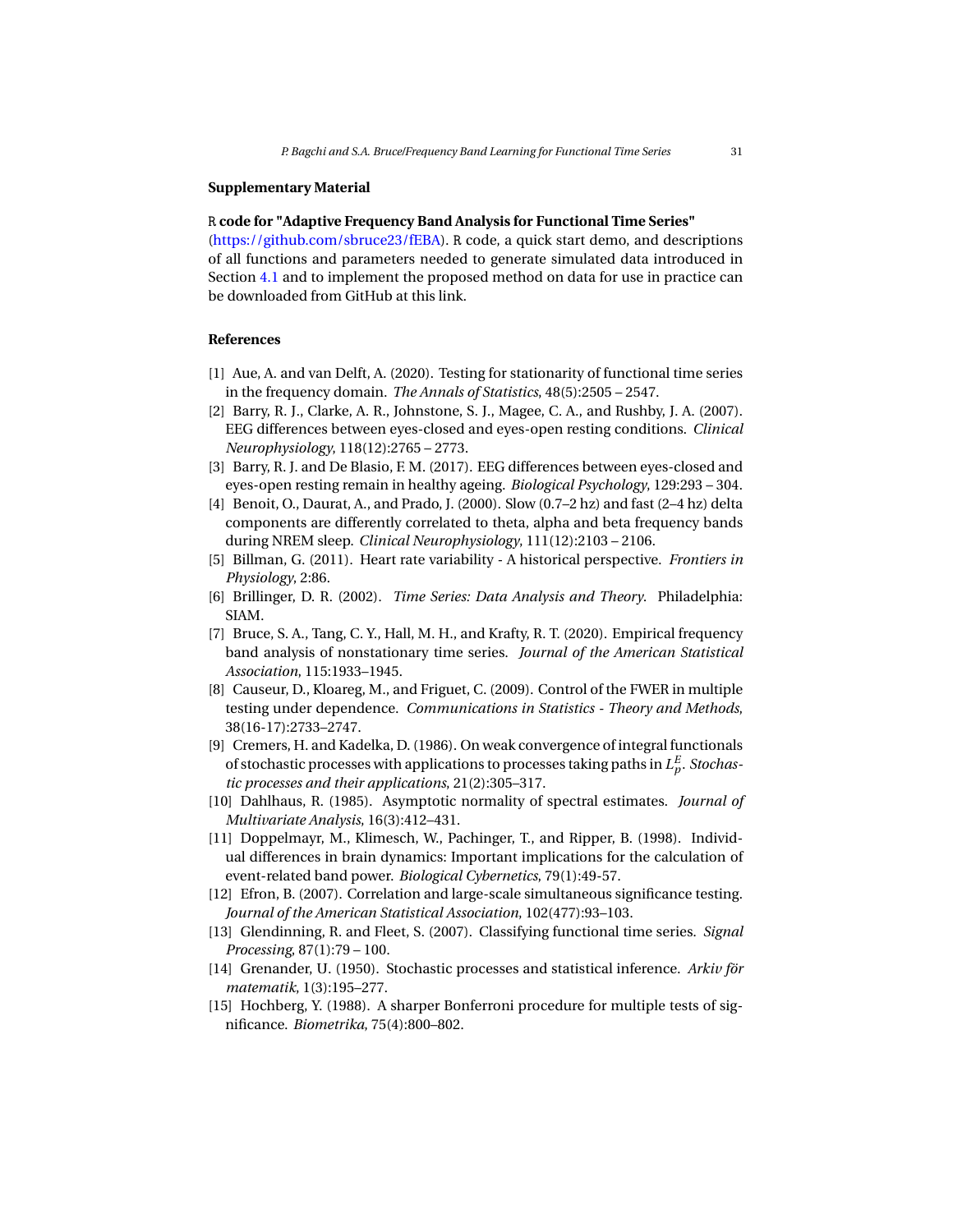## Supplementary Material

**R code for "Adaptive Frequency Band Analysis for Functional Time Series"** (https://github.com/sbruce23/fEBA). R code, a quick start demo, and descriptions of all functions and parameters needed to generate simulated data introduced in Section 4.1 and to implement the proposed method on data for use in practice can be downloaded from GitHub at this link.

## References

[1] Aue, A. and van Delft, A. (2020). Testing for stationarity of functional time series in the frequency domain. *The Annals of Statistics*, 48(5):2505 – 2547.

[2] Barry, R. J., Clarke, A. R., Johnstone, S. J., Magee, C. A., and Rushby, J. A. (2007). EEG differences between eyes-closed and eyes-open resting conditions. *Clinical Neurophysiology*, 118(12):2765 – 2773.

[3] Barry, R. J. and De Blasio, F. M. (2017). EEG differences between eyes-closed and eyes-open resting remain in healthy ageing. *Biological Psychology*, 129:293 – 304.

[4] Benoit, O., Daurat, A., and Prado, J. (2000). Slow (0.7–2 hz) and fast (2–4 hz) delta components are differently correlated to theta, alpha and beta frequency bands during NREM sleep. *Clinical Neurophysiology*, 111(12):2103 – 2106.

[5] Billman, G. (2011). Heart rate variability - A historical perspective. *Frontiers in Physiology*, 2:86.

[6] Brillinger, D. R. (2002). *Time Series: Data Analysis and Theory*. Philadelphia: SIAM.

[7] Bruce, S. A., Tang, C. Y., Hall, M. H., and Krafty, R. T. (2020). Empirical frequency band analysis of nonstationary time series. *Journal of the American Statistical Association*, 115:1933–1945.

[8] Causeur, D., Kloareg, M., and Friguet, C. (2009). Control of the FWER in multiple testing under dependence. *Communications in Statistics - Theory and Methods*, 38(16-17):2733–2747.

[9] Cremers, H. and Kadelka, D. (1986). On weak convergence of integral functionals of stochastic processes with applications to processes taking paths in $L_p^E$. *Stochastic processes and their applications*, 21(2):305–317.

[10] Dahlhaus, R. (1985). Asymptotic normality of spectral estimates. *Journal of Multivariate Analysis*, 16(3):412–431.

[11] Doppelmayr, M., Klimesch, W., Pachinger, T., and Ripper, B. (1998). Individual differences in brain dynamics: Important implications for the calculation of event-related band power. *Biological Cybernetics*, 79(1):49-57.

[12] Efron, B. (2007). Correlation and large-scale simultaneous significance testing. *Journal of the American Statistical Association*, 102(477):93–103.

[13] Glendinning, R. and Fleet, S. (2007). Classifying functional time series. *Signal Processing*, 87(1):79 – 100.

[14] Grenander, U. (1950). Stochastic processes and statistical inference. *Arkiv för matematik*, 1(3):195–277.

[15] Hochberg, Y. (1988). A sharper Bonferroni procedure for multiple tests of significance. *Biometrika*, 75(4):800–802.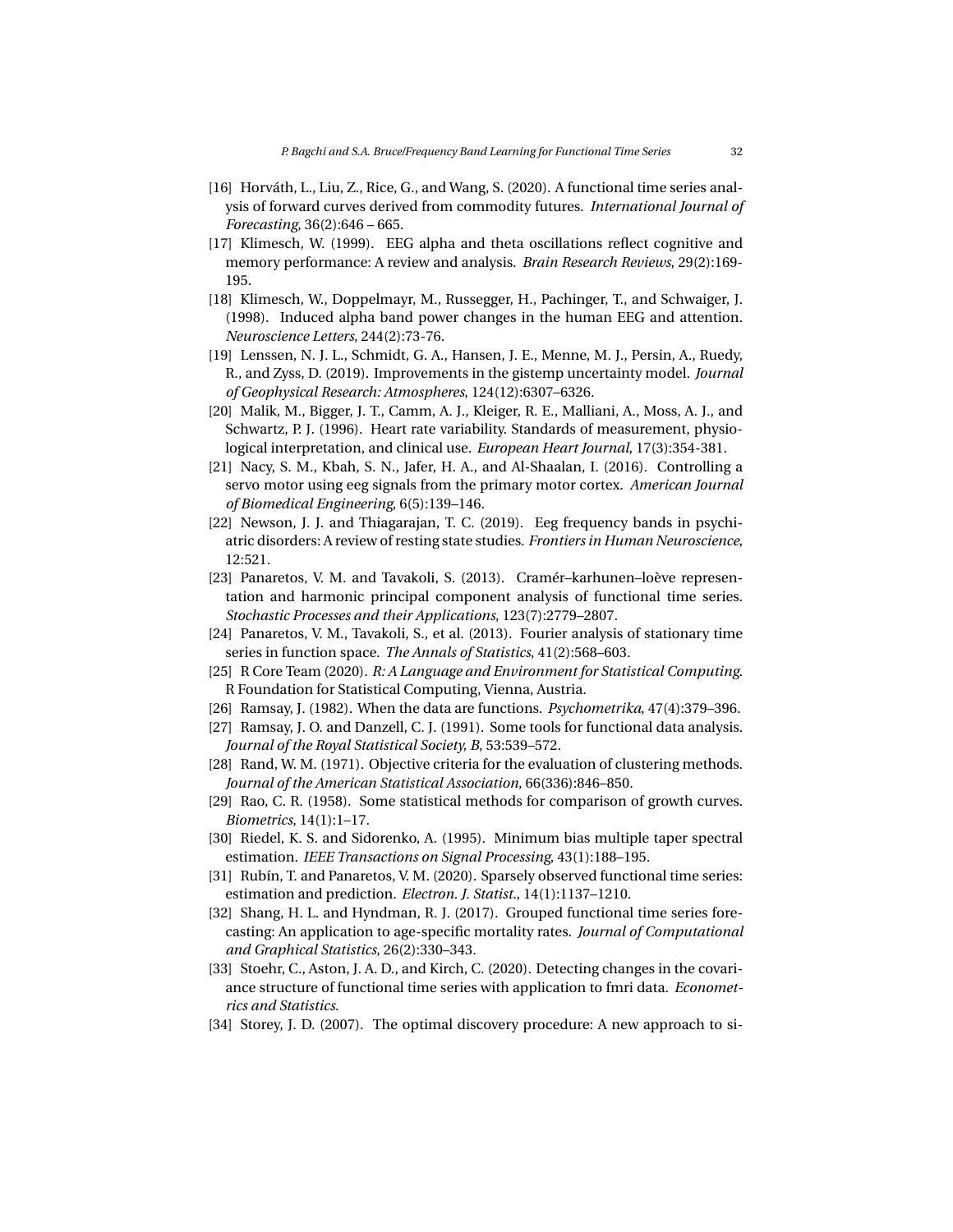[16] Horváth, L., Liu, Z., Rice, G., and Wang, S. (2020). A functional time series analysis of forward curves derived from commodity futures. *International Journal of Forecasting*, 36(2):646 – 665.

[17] Klimesch, W. (1999). EEG alpha and theta oscillations reflect cognitive and memory performance: A review and analysis. *Brain Research Reviews*, 29(2):169-195.

[18] Klimesch, W., Doppelmayr, M., Russegger, H., Pachinger, T., and Schwaiger, J. (1998). Induced alpha band power changes in the human EEG and attention. *Neuroscience Letters*, 244(2):73-76.

[19] Lenssen, N. J. L., Schmidt, G. A., Hansen, J. E., Menne, M. J., Persin, A., Ruedy, R., and Zyss, D. (2019). Improvements in the gistemp uncertainty model. *Journal of Geophysical Research: Atmospheres*, 124(12):6307–6326.

[20] Malik, M., Bigger, J. T., Camm, A. J., Kleiger, R. E., Malliani, A., Moss, A. J., and Schwartz, P. J. (1996). Heart rate variability. Standards of measurement, physiological interpretation, and clinical use. *European Heart Journal*, 17(3):354-381.

[21] Nacy, S. M., Kbah, S. N., Jafer, H. A., and Al-Shaalan, I. (2016). Controlling a servo motor using eeg signals from the primary motor cortex. *American Journal of Biomedical Engineering*, 6(5):139–146.

[22] Newson, J. J. and Thiagarajan, T. C. (2019). Eeg frequency bands in psychiatric disorders: A review of resting state studies. *Frontiers in Human Neuroscience*, 12:521.

[23] Panaretos, V. M. and Tavakoli, S. (2013). Cramér–karhunen–loève representation and harmonic principal component analysis of functional time series. *Stochastic Processes and their Applications*, 123(7):2779–2807.

[24] Panaretos, V. M., Tavakoli, S., et al. (2013). Fourier analysis of stationary time series in function space. *The Annals of Statistics*, 41(2):568–603.

[25] R Core Team (2020). *R: A Language and Environment for Statistical Computing*. R Foundation for Statistical Computing, Vienna, Austria.

[26] Ramsay, J. (1982). When the data are functions. *Psychometrika*, 47(4):379–396.

[27] Ramsay, J. O. and Danzell, C. J. (1991). Some tools for functional data analysis. *Journal of the Royal Statistical Society, B*, 53:539–572.

[28] Rand, W. M. (1971). Objective criteria for the evaluation of clustering methods. *Journal of the American Statistical Association*, 66(336):846–850.

[29] Rao, C. R. (1958). Some statistical methods for comparison of growth curves. *Biometrics*, 14(1):1–17.

[30] Riedel, K. S. and Sidorenko, A. (1995). Minimum bias multiple taper spectral estimation. *IEEE Transactions on Signal Processing*, 43(1):188–195.

[31] Rubín, T. and Panaretos, V. M. (2020). Sparsely observed functional time series: estimation and prediction. *Electron. J. Statist.*, 14(1):1137–1210.

[32] Shang, H. L. and Hyndman, R. J. (2017). Grouped functional time series forecasting: An application to age-specific mortality rates. *Journal of Computational and Graphical Statistics*, 26(2):330–343.

[33] Stoehr, C., Aston, J. A. D., and Kirch, C. (2020). Detecting changes in the covariance structure of functional time series with application to fmri data. *Econometrics and Statistics*.

[34] Storey, J. D. (2007). The optimal discovery procedure: A new approach to si-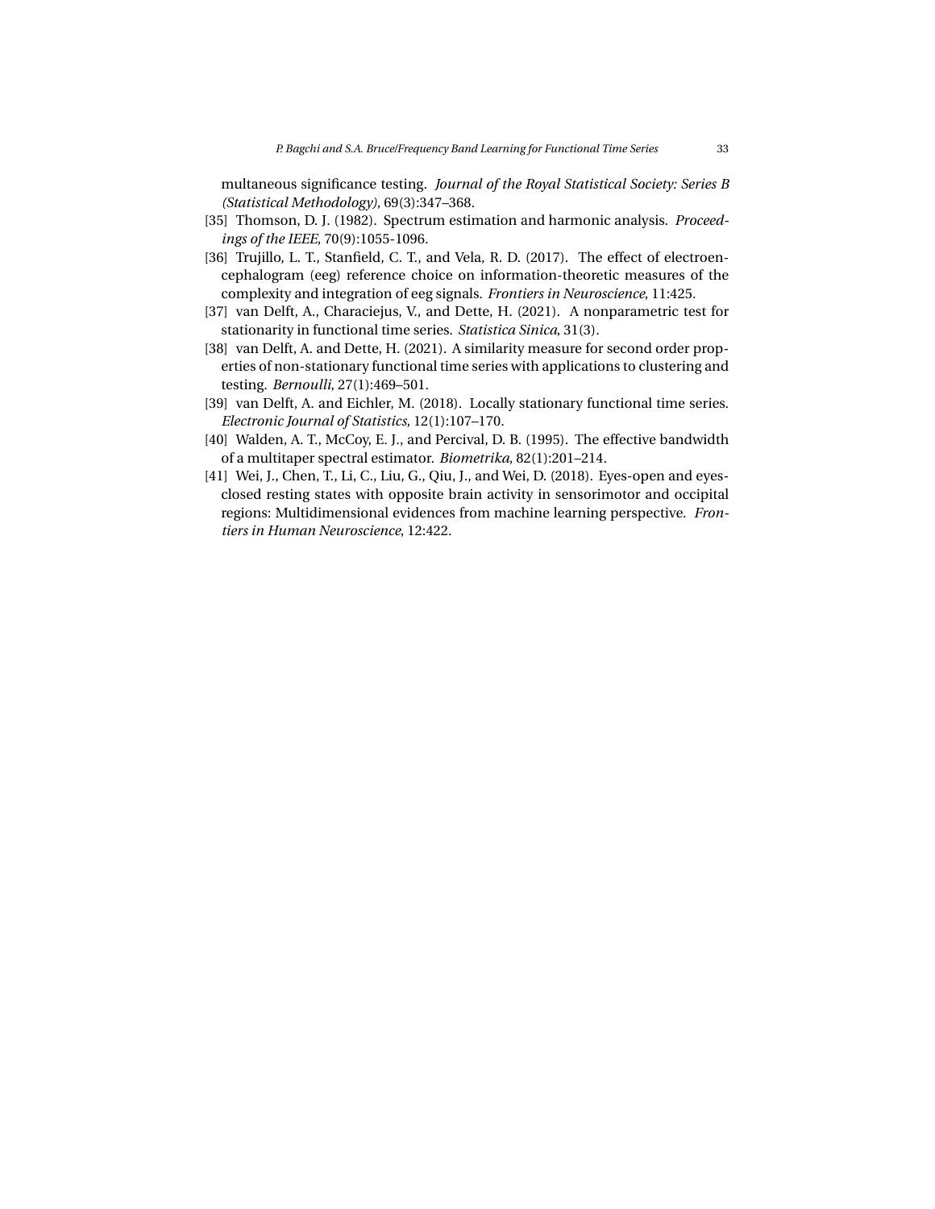multaneous significance testing. *Journal of the Royal Statistical Society: Series B (Statistical Methodology)*, 69(3):347–368.

[35] Thomson, D. J. (1982). Spectrum estimation and harmonic analysis. *Proceedings of the IEEE*, 70(9):1055-1096.

[36] Trujillo, L. T., Stanfield, C. T., and Vela, R. D. (2017). The effect of electroencephalogram (eeg) reference choice on information-theoretic measures of the complexity and integration of eeg signals. *Frontiers in Neuroscience*, 11:425.

[37] van Delft, A., Characiejus, V., and Dette, H. (2021). A nonparametric test for stationarity in functional time series. *Statistica Sinica*, 31(3).

[38] van Delft, A. and Dette, H. (2021). A similarity measure for second order properties of non-stationary functional time series with applications to clustering and testing. *Bernoulli*, 27(1):469–501.

[39] van Delft, A. and Eichler, M. (2018). Locally stationary functional time series. *Electronic Journal of Statistics*, 12(1):107–170.

[40] Walden, A. T., McCoy, E. J., and Percival, D. B. (1995). The effective bandwidth of a multitaper spectral estimator. *Biometrika*, 82(1):201–214.

[41] Wei, J., Chen, T., Li, C., Liu, G., Qiu, J., and Wei, D. (2018). Eyes-open and eyes-closed resting states with opposite brain activity in sensorimotor and occipital regions: Multidimensional evidences from machine learning perspective. *Frontiers in Human Neuroscience*, 12:422.